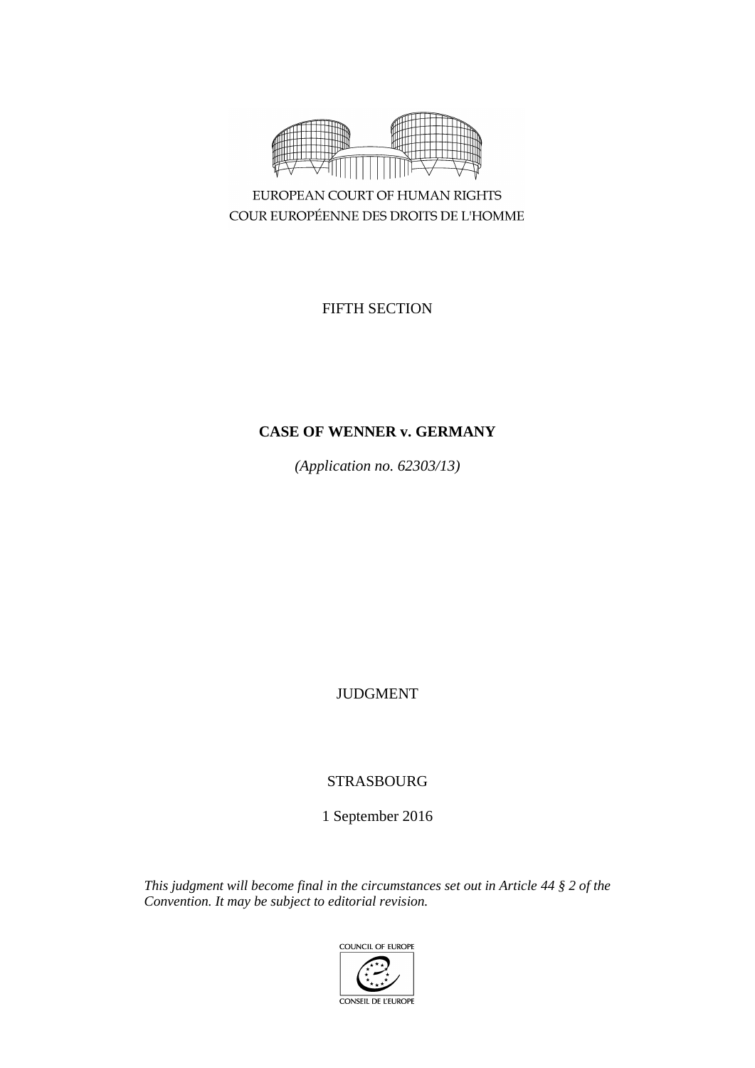EUROPEAN COURT OF HUMAN RIGHTS
COUR EUROPÉENNE DES DROITS DE L'HOMME

FIFTH SECTION

# CASE OF WENNER v. GERMANY

*(Application no. 62303/13)*

JUDGMENT

STRASBOURG

1 September 2016

*This judgment will become final in the circumstances set out in Article 44 § 2 of the Convention. It may be subject to editorial revision.*

COUNCIL OF EUROPE
CONSEIL DE L'EUROPE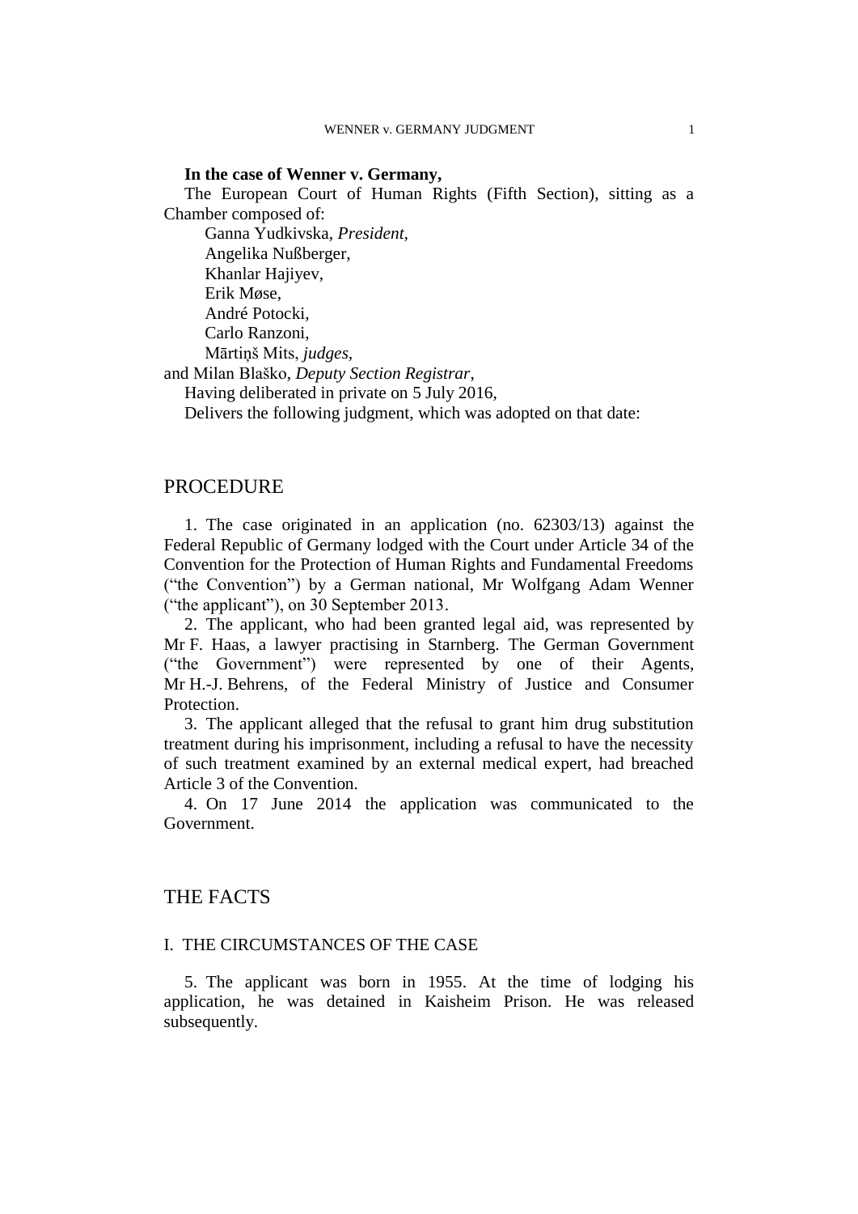**In the case of Wenner v. Germany,**

The European Court of Human Rights (Fifth Section), sitting as a Chamber composed of:

Ganna Yudkivska, *President*,
Angelika Nußberger,
Khanlar Hajiyev,
Erik Møse,
André Potocki,
Carlo Ranzoni,
Mārtiņš Mits, *judges*,
and Milan Blaško, *Deputy Section Registrar*,

Having deliberated in private on 5 July 2016,

Delivers the following judgment, which was adopted on that date:

# PROCEDURE

1. The case originated in an application (no. 62303/13) against the Federal Republic of Germany lodged with the Court under Article 34 of the Convention for the Protection of Human Rights and Fundamental Freedoms ("the Convention") by a German national, Mr Wolfgang Adam Wenner ("the applicant"), on 30 September 2013.

2. The applicant, who had been granted legal aid, was represented by Mr F. Haas, a lawyer practising in Starnberg. The German Government ("the Government") were represented by one of their Agents, Mr H.-J. Behrens, of the Federal Ministry of Justice and Consumer Protection.

3. The applicant alleged that the refusal to grant him drug substitution treatment during his imprisonment, including a refusal to have the necessity of such treatment examined by an external medical expert, had breached Article 3 of the Convention.

4. On 17 June 2014 the application was communicated to the Government.

# THE FACTS

## I. THE CIRCUMSTANCES OF THE CASE

5. The applicant was born in 1955. At the time of lodging his application, he was detained in Kaisheim Prison. He was released subsequently.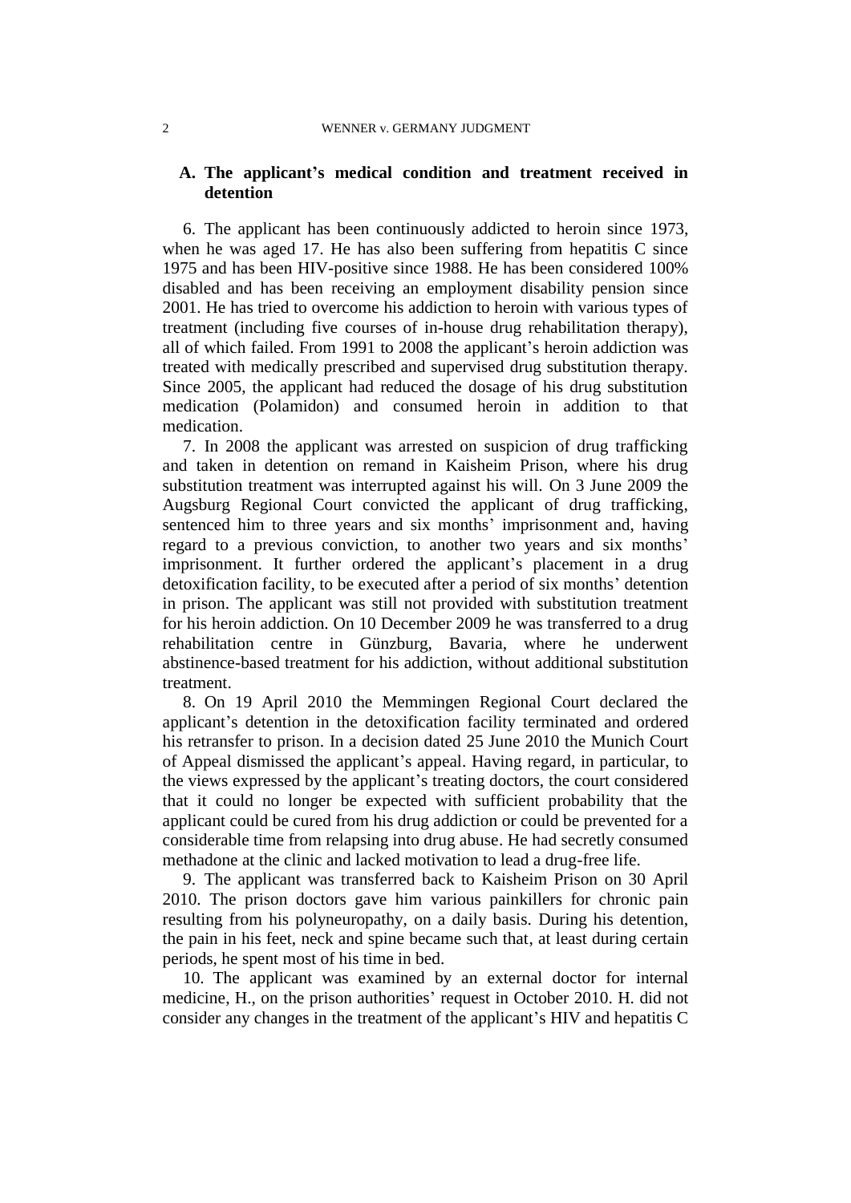### A. The applicant's medical condition and treatment received in detention

6. The applicant has been continuously addicted to heroin since 1973, when he was aged 17. He has also been suffering from hepatitis C since 1975 and has been HIV-positive since 1988. He has been considered 100% disabled and has been receiving an employment disability pension since 2001. He has tried to overcome his addiction to heroin with various types of treatment (including five courses of in-house drug rehabilitation therapy), all of which failed. From 1991 to 2008 the applicant's heroin addiction was treated with medically prescribed and supervised drug substitution therapy. Since 2005, the applicant had reduced the dosage of his drug substitution medication (Polamidon) and consumed heroin in addition to that medication.

7. In 2008 the applicant was arrested on suspicion of drug trafficking and taken in detention on remand in Kaisheim Prison, where his drug substitution treatment was interrupted against his will. On 3 June 2009 the Augsburg Regional Court convicted the applicant of drug trafficking, sentenced him to three years and six months' imprisonment and, having regard to a previous conviction, to another two years and six months' imprisonment. It further ordered the applicant's placement in a drug detoxification facility, to be executed after a period of six months' detention in prison. The applicant was still not provided with substitution treatment for his heroin addiction. On 10 December 2009 he was transferred to a drug rehabilitation centre in Günzburg, Bavaria, where he underwent abstinence-based treatment for his addiction, without additional substitution treatment.

8. On 19 April 2010 the Memmingen Regional Court declared the applicant's detention in the detoxification facility terminated and ordered his retransfer to prison. In a decision dated 25 June 2010 the Munich Court of Appeal dismissed the applicant's appeal. Having regard, in particular, to the views expressed by the applicant's treating doctors, the court considered that it could no longer be expected with sufficient probability that the applicant could be cured from his drug addiction or could be prevented for a considerable time from relapsing into drug abuse. He had secretly consumed methadone at the clinic and lacked motivation to lead a drug-free life.

9. The applicant was transferred back to Kaisheim Prison on 30 April 2010. The prison doctors gave him various painkillers for chronic pain resulting from his polyneuropathy, on a daily basis. During his detention, the pain in his feet, neck and spine became such that, at least during certain periods, he spent most of his time in bed.

10. The applicant was examined by an external doctor for internal medicine, H., on the prison authorities' request in October 2010. H. did not consider any changes in the treatment of the applicant's HIV and hepatitis C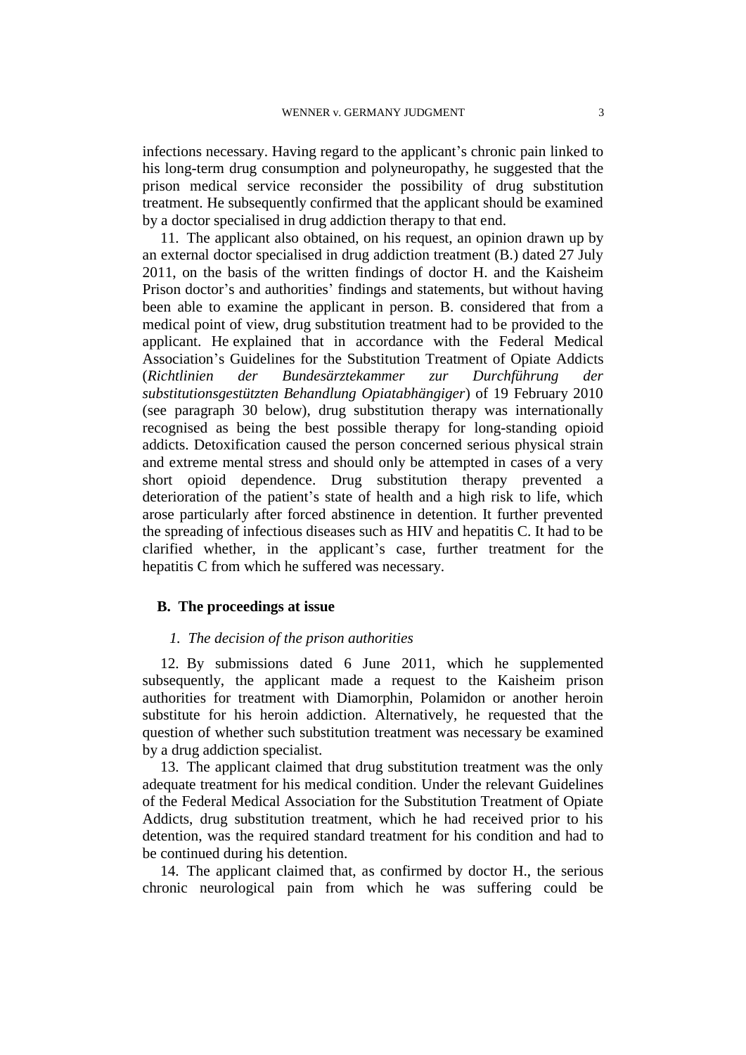infections necessary. Having regard to the applicant's chronic pain linked to his long-term drug consumption and polyneuropathy, he suggested that the prison medical service reconsider the possibility of drug substitution treatment. He subsequently confirmed that the applicant should be examined by a doctor specialised in drug addiction therapy to that end.

11. The applicant also obtained, on his request, an opinion drawn up by an external doctor specialised in drug addiction treatment (B.) dated 27 July 2011, on the basis of the written findings of doctor H. and the Kaisheim Prison doctor's and authorities' findings and statements, but without having been able to examine the applicant in person. B. considered that from a medical point of view, drug substitution treatment had to be provided to the applicant. He explained that in accordance with the Federal Medical Association's Guidelines for the Substitution Treatment of Opiate Addicts (*Richtlinien der Bundesärztekammer zur Durchführung der substitutionsgestützten Behandlung Opiatabhängiger*) of 19 February 2010 (see paragraph 30 below), drug substitution therapy was internationally recognised as being the best possible therapy for long-standing opioid addicts. Detoxification caused the person concerned serious physical strain and extreme mental stress and should only be attempted in cases of a very short opioid dependence. Drug substitution therapy prevented a deterioration of the patient's state of health and a high risk to life, which arose particularly after forced abstinence in detention. It further prevented the spreading of infectious diseases such as HIV and hepatitis C. It had to be clarified whether, in the applicant's case, further treatment for the hepatitis C from which he suffered was necessary.

## B. The proceedings at issue

### *1. The decision of the prison authorities*

12. By submissions dated 6 June 2011, which he supplemented subsequently, the applicant made a request to the Kaisheim prison authorities for treatment with Diamorphin, Polamidon or another heroin substitute for his heroin addiction. Alternatively, he requested that the question of whether such substitution treatment was necessary be examined by a drug addiction specialist.

13. The applicant claimed that drug substitution treatment was the only adequate treatment for his medical condition. Under the relevant Guidelines of the Federal Medical Association for the Substitution Treatment of Opiate Addicts, drug substitution treatment, which he had received prior to his detention, was the required standard treatment for his condition and had to be continued during his detention.

14. The applicant claimed that, as confirmed by doctor H., the serious chronic neurological pain from which he was suffering could be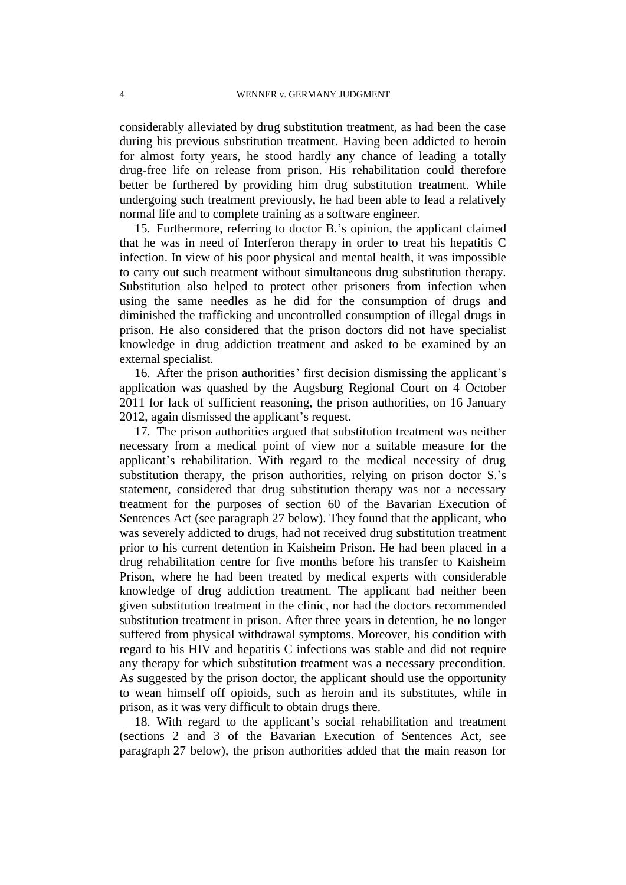considerably alleviated by drug substitution treatment, as had been the case during his previous substitution treatment. Having been addicted to heroin for almost forty years, he stood hardly any chance of leading a totally drug-free life on release from prison. His rehabilitation could therefore better be furthered by providing him drug substitution treatment. While undergoing such treatment previously, he had been able to lead a relatively normal life and to complete training as a software engineer.

15. Furthermore, referring to doctor B.'s opinion, the applicant claimed that he was in need of Interferon therapy in order to treat his hepatitis C infection. In view of his poor physical and mental health, it was impossible to carry out such treatment without simultaneous drug substitution therapy. Substitution also helped to protect other prisoners from infection when using the same needles as he did for the consumption of drugs and diminished the trafficking and uncontrolled consumption of illegal drugs in prison. He also considered that the prison doctors did not have specialist knowledge in drug addiction treatment and asked to be examined by an external specialist.

16. After the prison authorities' first decision dismissing the applicant's application was quashed by the Augsburg Regional Court on 4 October 2011 for lack of sufficient reasoning, the prison authorities, on 16 January 2012, again dismissed the applicant's request.

17. The prison authorities argued that substitution treatment was neither necessary from a medical point of view nor a suitable measure for the applicant's rehabilitation. With regard to the medical necessity of drug substitution therapy, the prison authorities, relying on prison doctor S.'s statement, considered that drug substitution therapy was not a necessary treatment for the purposes of section 60 of the Bavarian Execution of Sentences Act (see paragraph 27 below). They found that the applicant, who was severely addicted to drugs, had not received drug substitution treatment prior to his current detention in Kaisheim Prison. He had been placed in a drug rehabilitation centre for five months before his transfer to Kaisheim Prison, where he had been treated by medical experts with considerable knowledge of drug addiction treatment. The applicant had neither been given substitution treatment in the clinic, nor had the doctors recommended substitution treatment in prison. After three years in detention, he no longer suffered from physical withdrawal symptoms. Moreover, his condition with regard to his HIV and hepatitis C infections was stable and did not require any therapy for which substitution treatment was a necessary precondition. As suggested by the prison doctor, the applicant should use the opportunity to wean himself off opioids, such as heroin and its substitutes, while in prison, as it was very difficult to obtain drugs there.

18. With regard to the applicant's social rehabilitation and treatment (sections 2 and 3 of the Bavarian Execution of Sentences Act, see paragraph 27 below), the prison authorities added that the main reason for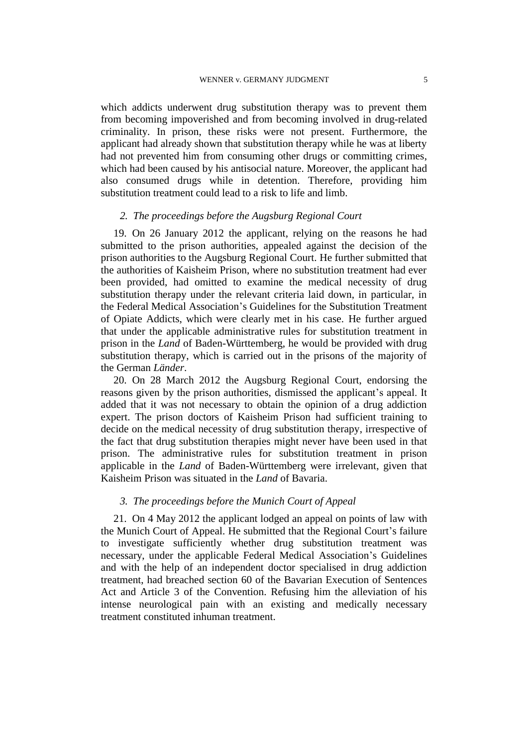which addicts underwent drug substitution therapy was to prevent them from becoming impoverished and from becoming involved in drug-related criminality. In prison, these risks were not present. Furthermore, the applicant had already shown that substitution therapy while he was at liberty had not prevented him from consuming other drugs or committing crimes, which had been caused by his antisocial nature. Moreover, the applicant had also consumed drugs while in detention. Therefore, providing him substitution treatment could lead to a risk to life and limb.

### *2. The proceedings before the Augsburg Regional Court*

19. On 26 January 2012 the applicant, relying on the reasons he had submitted to the prison authorities, appealed against the decision of the prison authorities to the Augsburg Regional Court. He further submitted that the authorities of Kaisheim Prison, where no substitution treatment had ever been provided, had omitted to examine the medical necessity of drug substitution therapy under the relevant criteria laid down, in particular, in the Federal Medical Association's Guidelines for the Substitution Treatment of Opiate Addicts, which were clearly met in his case. He further argued that under the applicable administrative rules for substitution treatment in prison in the *Land* of Baden-Württemberg, he would be provided with drug substitution therapy, which is carried out in the prisons of the majority of the German *Länder*.

20. On 28 March 2012 the Augsburg Regional Court, endorsing the reasons given by the prison authorities, dismissed the applicant's appeal. It added that it was not necessary to obtain the opinion of a drug addiction expert. The prison doctors of Kaisheim Prison had sufficient training to decide on the medical necessity of drug substitution therapy, irrespective of the fact that drug substitution therapies might never have been used in that prison. The administrative rules for substitution treatment in prison applicable in the *Land* of Baden-Württemberg were irrelevant, given that Kaisheim Prison was situated in the *Land* of Bavaria.

### *3. The proceedings before the Munich Court of Appeal*

21. On 4 May 2012 the applicant lodged an appeal on points of law with the Munich Court of Appeal. He submitted that the Regional Court's failure to investigate sufficiently whether drug substitution treatment was necessary, under the applicable Federal Medical Association's Guidelines and with the help of an independent doctor specialised in drug addiction treatment, had breached section 60 of the Bavarian Execution of Sentences Act and Article 3 of the Convention. Refusing him the alleviation of his intense neurological pain with an existing and medically necessary treatment constituted inhuman treatment.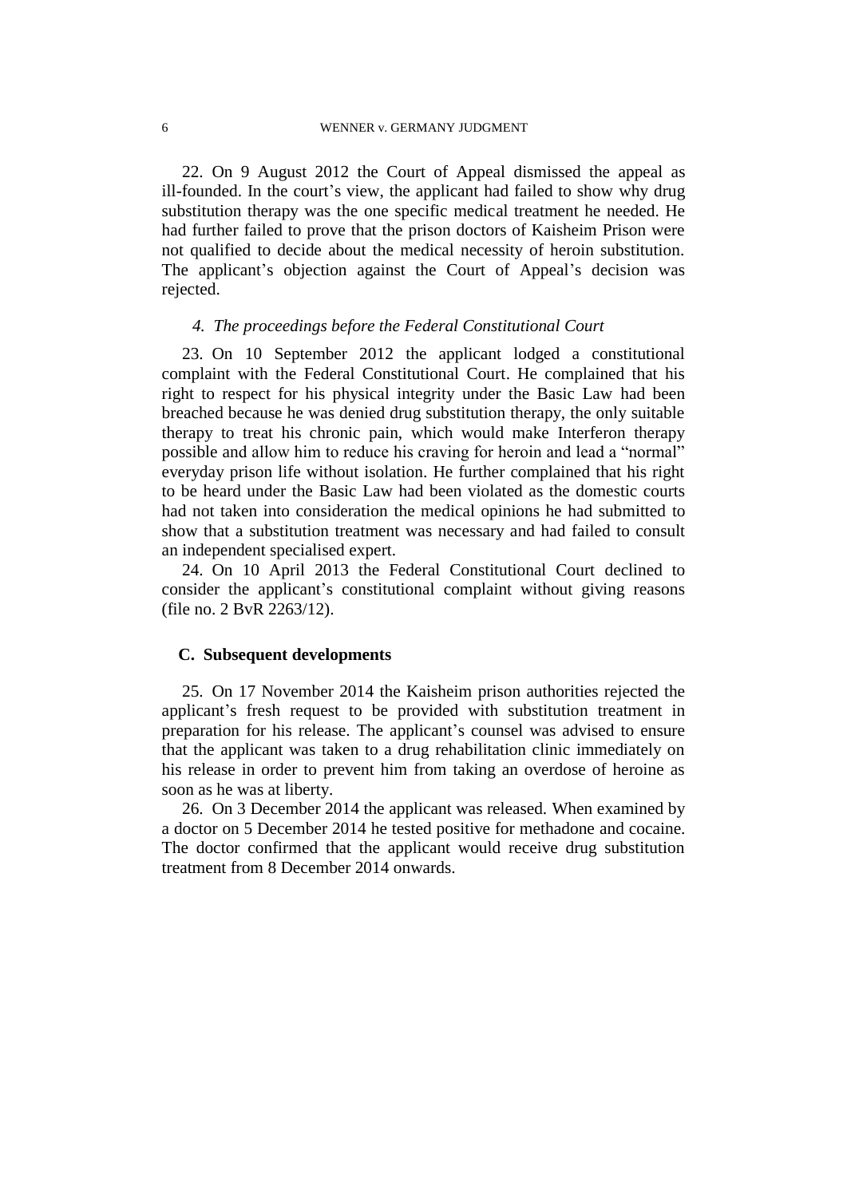22. On 9 August 2012 the Court of Appeal dismissed the appeal as ill-founded. In the court's view, the applicant had failed to show why drug substitution therapy was the one specific medical treatment he needed. He had further failed to prove that the prison doctors of Kaisheim Prison were not qualified to decide about the medical necessity of heroin substitution. The applicant's objection against the Court of Appeal's decision was rejected.

#### *4. The proceedings before the Federal Constitutional Court*

23. On 10 September 2012 the applicant lodged a constitutional complaint with the Federal Constitutional Court. He complained that his right to respect for his physical integrity under the Basic Law had been breached because he was denied drug substitution therapy, the only suitable therapy to treat his chronic pain, which would make Interferon therapy possible and allow him to reduce his craving for heroin and lead a "normal" everyday prison life without isolation. He further complained that his right to be heard under the Basic Law had been violated as the domestic courts had not taken into consideration the medical opinions he had submitted to show that a substitution treatment was necessary and had failed to consult an independent specialised expert.

24. On 10 April 2013 the Federal Constitutional Court declined to consider the applicant's constitutional complaint without giving reasons (file no. 2 BvR 2263/12).

### **C. Subsequent developments**

25. On 17 November 2014 the Kaisheim prison authorities rejected the applicant's fresh request to be provided with substitution treatment in preparation for his release. The applicant's counsel was advised to ensure that the applicant was taken to a drug rehabilitation clinic immediately on his release in order to prevent him from taking an overdose of heroine as soon as he was at liberty.

26. On 3 December 2014 the applicant was released. When examined by a doctor on 5 December 2014 he tested positive for methadone and cocaine. The doctor confirmed that the applicant would receive drug substitution treatment from 8 December 2014 onwards.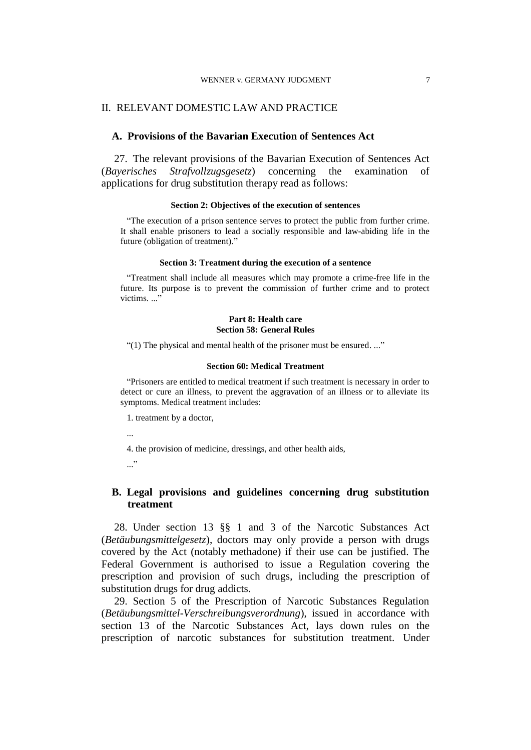## II. RELEVANT DOMESTIC LAW AND PRACTICE

### A. Provisions of the Bavarian Execution of Sentences Act

27. The relevant provisions of the Bavarian Execution of Sentences Act (*Bayerisches Strafvollzugsgesetz*) concerning the examination of applications for drug substitution therapy read as follows:

**Section 2: Objectives of the execution of sentences**

"The execution of a prison sentence serves to protect the public from further crime. It shall enable prisoners to lead a socially responsible and law-abiding life in the future (obligation of treatment)."

**Section 3: Treatment during the execution of a sentence**

"Treatment shall include all measures which may promote a crime-free life in the future. Its purpose is to prevent the commission of further crime and to protect victims. ..."

**Part 8: Health care**
**Section 58: General Rules**

"(1) The physical and mental health of the prisoner must be ensured. ..."

**Section 60: Medical Treatment**

"Prisoners are entitled to medical treatment if such treatment is necessary in order to detect or cure an illness, to prevent the aggravation of an illness or to alleviate its symptoms. Medical treatment includes:

1. treatment by a doctor,

...

4. the provision of medicine, dressings, and other health aids,

..."

### B. Legal provisions and guidelines concerning drug substitution treatment

28. Under section 13 §§ 1 and 3 of the Narcotic Substances Act (*Betäubungsmittelgesetz*), doctors may only provide a person with drugs covered by the Act (notably methadone) if their use can be justified. The Federal Government is authorised to issue a Regulation covering the prescription and provision of such drugs, including the prescription of substitution drugs for drug addicts.

29. Section 5 of the Prescription of Narcotic Substances Regulation (*Betäubungsmittel-Verschreibungsverordnung*), issued in accordance with section 13 of the Narcotic Substances Act, lays down rules on the prescription of narcotic substances for substitution treatment. Under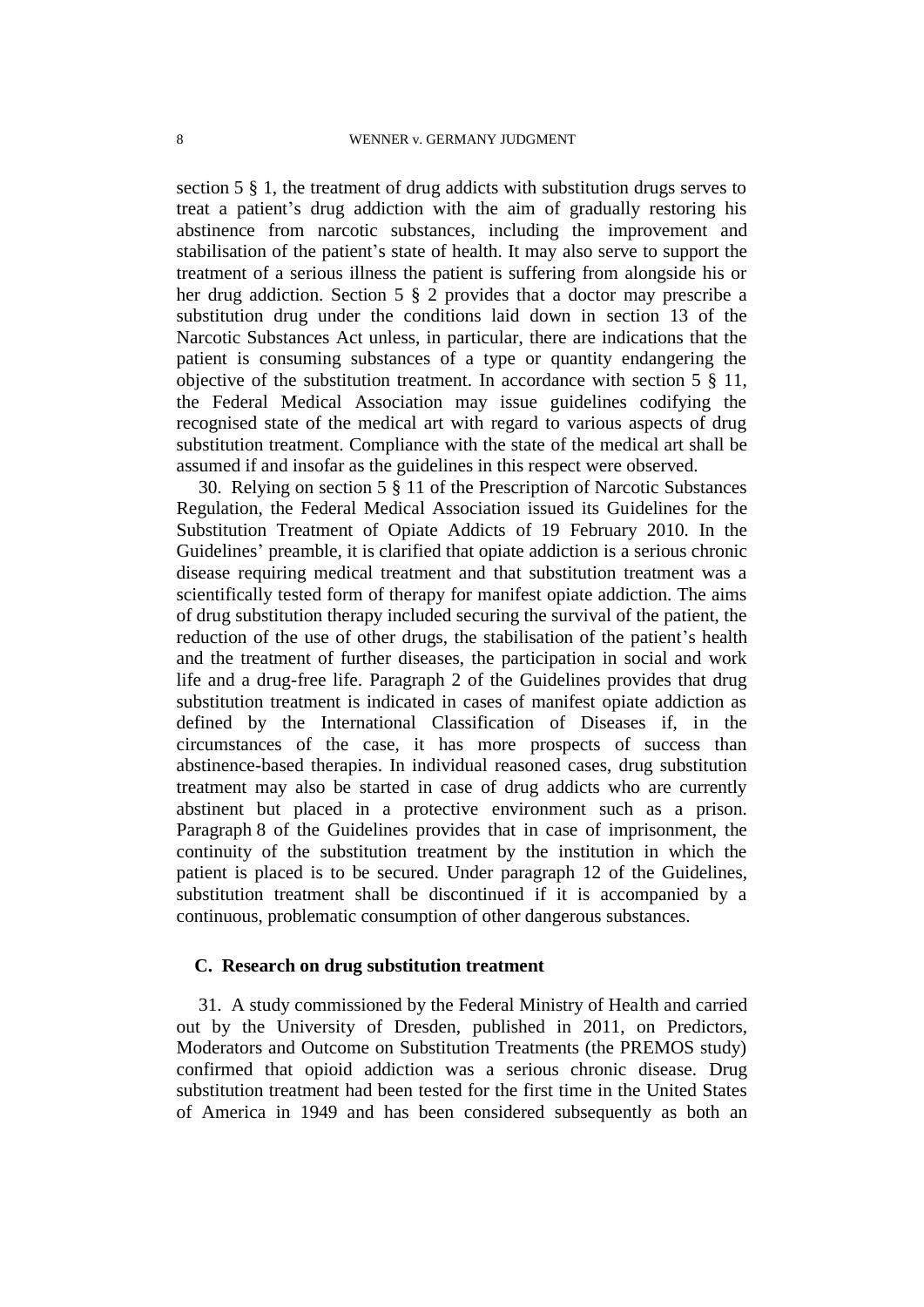section 5 § 1, the treatment of drug addicts with substitution drugs serves to treat a patient's drug addiction with the aim of gradually restoring his abstinence from narcotic substances, including the improvement and stabilisation of the patient's state of health. It may also serve to support the treatment of a serious illness the patient is suffering from alongside his or her drug addiction. Section 5 § 2 provides that a doctor may prescribe a substitution drug under the conditions laid down in section 13 of the Narcotic Substances Act unless, in particular, there are indications that the patient is consuming substances of a type or quantity endangering the objective of the substitution treatment. In accordance with section 5 § 11, the Federal Medical Association may issue guidelines codifying the recognised state of the medical art with regard to various aspects of drug substitution treatment. Compliance with the state of the medical art shall be assumed if and insofar as the guidelines in this respect were observed.

30. Relying on section 5 § 11 of the Prescription of Narcotic Substances Regulation, the Federal Medical Association issued its Guidelines for the Substitution Treatment of Opiate Addicts of 19 February 2010. In the Guidelines' preamble, it is clarified that opiate addiction is a serious chronic disease requiring medical treatment and that substitution treatment was a scientifically tested form of therapy for manifest opiate addiction. The aims of drug substitution therapy included securing the survival of the patient, the reduction of the use of other drugs, the stabilisation of the patient's health and the treatment of further diseases, the participation in social and work life and a drug-free life. Paragraph 2 of the Guidelines provides that drug substitution treatment is indicated in cases of manifest opiate addiction as defined by the International Classification of Diseases if, in the circumstances of the case, it has more prospects of success than abstinence-based therapies. In individual reasoned cases, drug substitution treatment may also be started in case of drug addicts who are currently abstinent but placed in a protective environment such as a prison. Paragraph 8 of the Guidelines provides that in case of imprisonment, the continuity of the substitution treatment by the institution in which the patient is placed is to be secured. Under paragraph 12 of the Guidelines, substitution treatment shall be discontinued if it is accompanied by a continuous, problematic consumption of other dangerous substances.

### C. Research on drug substitution treatment

31. A study commissioned by the Federal Ministry of Health and carried out by the University of Dresden, published in 2011, on Predictors, Moderators and Outcome on Substitution Treatments (the PREMOS study) confirmed that opioid addiction was a serious chronic disease. Drug substitution treatment had been tested for the first time in the United States of America in 1949 and has been considered subsequently as both an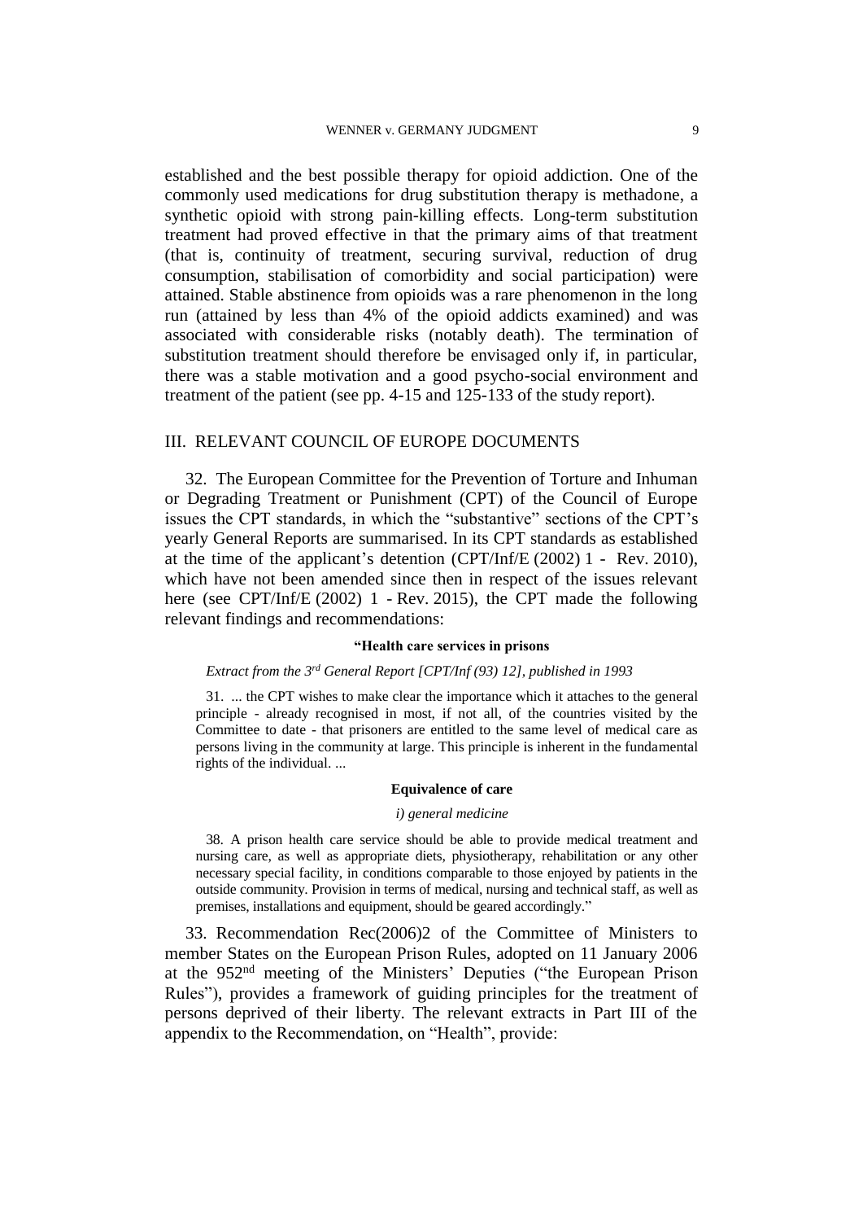established and the best possible therapy for opioid addiction. One of the commonly used medications for drug substitution therapy is methadone, a synthetic opioid with strong pain-killing effects. Long-term substitution treatment had proved effective in that the primary aims of that treatment (that is, continuity of treatment, securing survival, reduction of drug consumption, stabilisation of comorbidity and social participation) were attained. Stable abstinence from opioids was a rare phenomenon in the long run (attained by less than 4% of the opioid addicts examined) and was associated with considerable risks (notably death). The termination of substitution treatment should therefore be envisaged only if, in particular, there was a stable motivation and a good psycho-social environment and treatment of the patient (see pp. 4-15 and 125-133 of the study report).

## III. RELEVANT COUNCIL OF EUROPE DOCUMENTS

32. The European Committee for the Prevention of Torture and Inhuman or Degrading Treatment or Punishment (CPT) of the Council of Europe issues the CPT standards, in which the "substantive" sections of the CPT's yearly General Reports are summarised. In its CPT standards as established at the time of the applicant's detention (CPT/Inf/E (2002) 1 - Rev. 2010), which have not been amended since then in respect of the issues relevant here (see CPT/Inf/E (2002) 1 - Rev. 2015), the CPT made the following relevant findings and recommendations:

> **"Health care services in prisons**
>
> *Extract from the 3rd General Report [CPT/Inf (93) 12], published in 1993*
>
> 31. ... the CPT wishes to make clear the importance which it attaches to the general principle - already recognised in most, if not all, of the countries visited by the Committee to date - that prisoners are entitled to the same level of medical care as persons living in the community at large. This principle is inherent in the fundamental rights of the individual. ...
>
> **Equivalence of care**
>
> *i) general medicine*
>
> 38. A prison health care service should be able to provide medical treatment and nursing care, as well as appropriate diets, physiotherapy, rehabilitation or any other necessary special facility, in conditions comparable to those enjoyed by patients in the outside community. Provision in terms of medical, nursing and technical staff, as well as premises, installations and equipment, should be geared accordingly."

33. Recommendation Rec(2006)2 of the Committee of Ministers to member States on the European Prison Rules, adopted on 11 January 2006 at the 952nd meeting of the Ministers' Deputies ("the European Prison Rules"), provides a framework of guiding principles for the treatment of persons deprived of their liberty. The relevant extracts in Part III of the appendix to the Recommendation, on "Health", provide: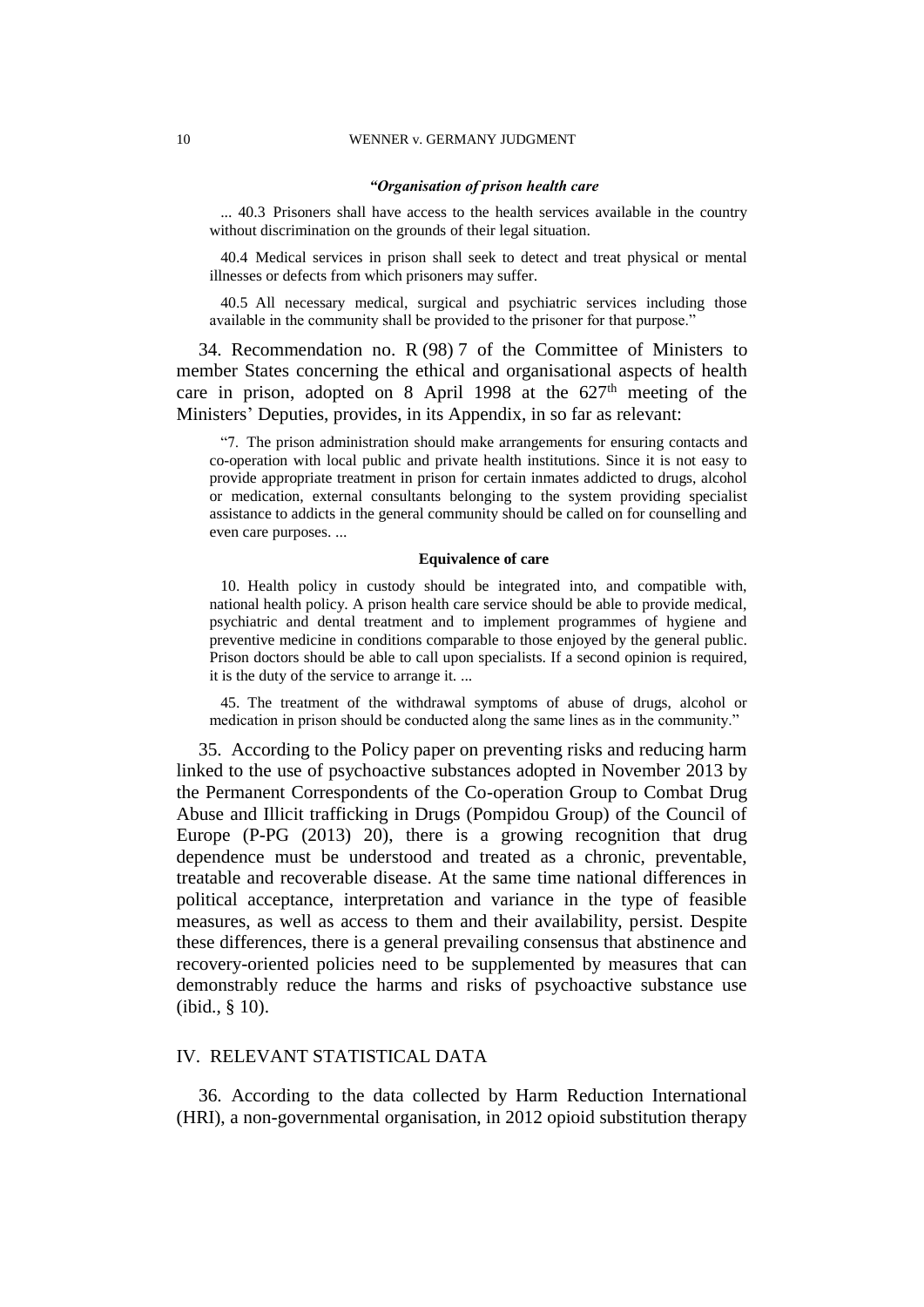*"Organisation of prison health care*

... 40.3 Prisoners shall have access to the health services available in the country without discrimination on the grounds of their legal situation.

40.4 Medical services in prison shall seek to detect and treat physical or mental illnesses or defects from which prisoners may suffer.

40.5 All necessary medical, surgical and psychiatric services including those available in the community shall be provided to the prisoner for that purpose."

34. Recommendation no. R (98) 7 of the Committee of Ministers to member States concerning the ethical and organisational aspects of health care in prison, adopted on 8 April 1998 at the 627th meeting of the Ministers' Deputies, provides, in its Appendix, in so far as relevant:

"7. The prison administration should make arrangements for ensuring contacts and co-operation with local public and private health institutions. Since it is not easy to provide appropriate treatment in prison for certain inmates addicted to drugs, alcohol or medication, external consultants belonging to the system providing specialist assistance to addicts in the general community should be called on for counselling and even care purposes. ...

**Equivalence of care**

10. Health policy in custody should be integrated into, and compatible with, national health policy. A prison health care service should be able to provide medical, psychiatric and dental treatment and to implement programmes of hygiene and preventive medicine in conditions comparable to those enjoyed by the general public. Prison doctors should be able to call upon specialists. If a second opinion is required, it is the duty of the service to arrange it. ...

45. The treatment of the withdrawal symptoms of abuse of drugs, alcohol or medication in prison should be conducted along the same lines as in the community."

35. According to the Policy paper on preventing risks and reducing harm linked to the use of psychoactive substances adopted in November 2013 by the Permanent Correspondents of the Co-operation Group to Combat Drug Abuse and Illicit trafficking in Drugs (Pompidou Group) of the Council of Europe (P-PG (2013) 20), there is a growing recognition that drug dependence must be understood and treated as a chronic, preventable, treatable and recoverable disease. At the same time national differences in political acceptance, interpretation and variance in the type of feasible measures, as well as access to them and their availability, persist. Despite these differences, there is a general prevailing consensus that abstinence and recovery-oriented policies need to be supplemented by measures that can demonstrably reduce the harms and risks of psychoactive substance use (ibid., § 10).

## IV. RELEVANT STATISTICAL DATA

36. According to the data collected by Harm Reduction International (HRI), a non-governmental organisation, in 2012 opioid substitution therapy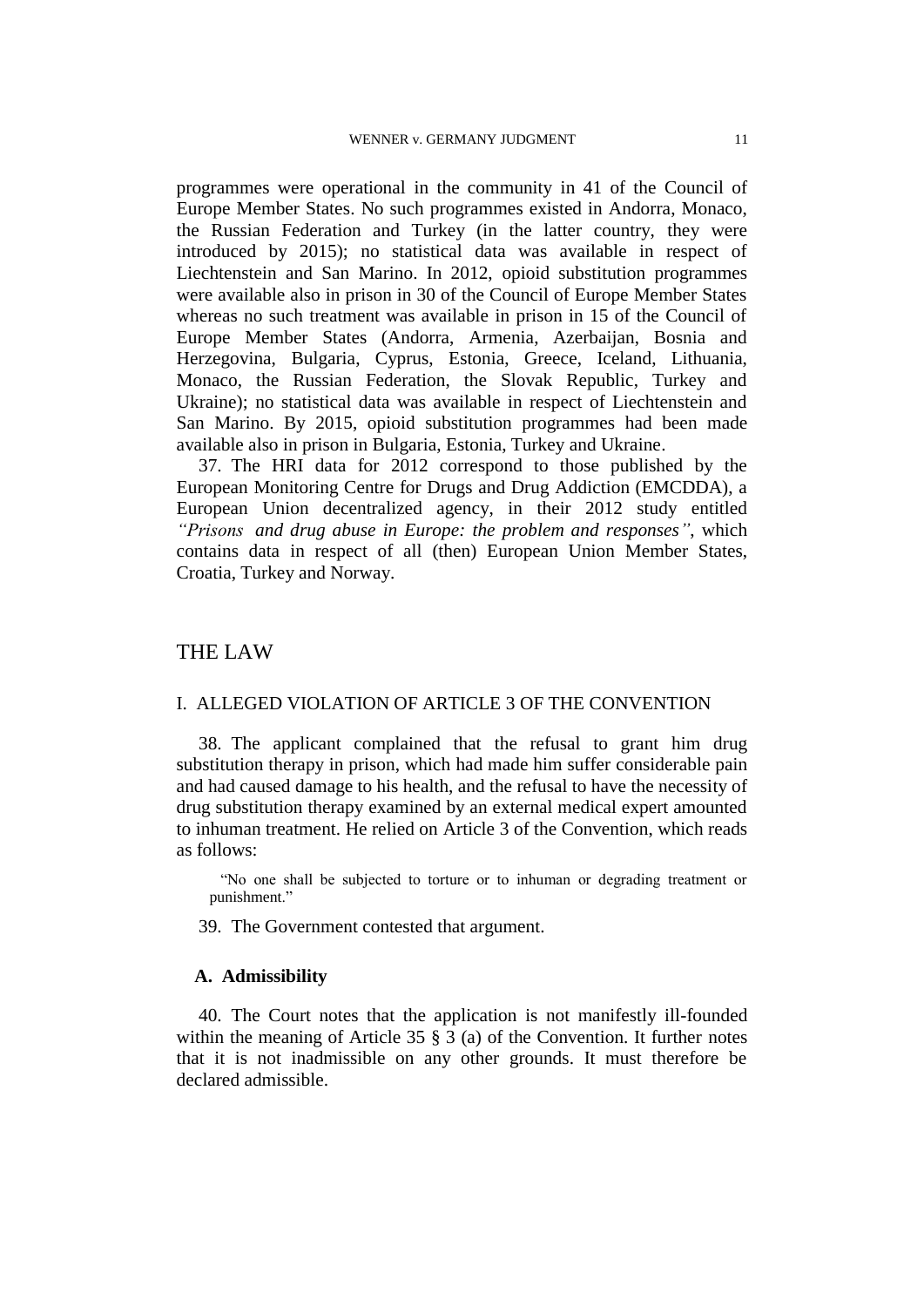programmes were operational in the community in 41 of the Council of Europe Member States. No such programmes existed in Andorra, Monaco, the Russian Federation and Turkey (in the latter country, they were introduced by 2015); no statistical data was available in respect of Liechtenstein and San Marino. In 2012, opioid substitution programmes were available also in prison in 30 of the Council of Europe Member States whereas no such treatment was available in prison in 15 of the Council of Europe Member States (Andorra, Armenia, Azerbaijan, Bosnia and Herzegovina, Bulgaria, Cyprus, Estonia, Greece, Iceland, Lithuania, Monaco, the Russian Federation, the Slovak Republic, Turkey and Ukraine); no statistical data was available in respect of Liechtenstein and San Marino. By 2015, opioid substitution programmes had been made available also in prison in Bulgaria, Estonia, Turkey and Ukraine.

37. The HRI data for 2012 correspond to those published by the European Monitoring Centre for Drugs and Drug Addiction (EMCDDA), a European Union decentralized agency, in their 2012 study entitled *"Prisons and drug abuse in Europe: the problem and responses"*, which contains data in respect of all (then) European Union Member States, Croatia, Turkey and Norway.

# THE LAW

## I. ALLEGED VIOLATION OF ARTICLE 3 OF THE CONVENTION

38. The applicant complained that the refusal to grant him drug substitution therapy in prison, which had made him suffer considerable pain and had caused damage to his health, and the refusal to have the necessity of drug substitution therapy examined by an external medical expert amounted to inhuman treatment. He relied on Article 3 of the Convention, which reads as follows:

> "No one shall be subjected to torture or to inhuman or degrading treatment or punishment."

39. The Government contested that argument.

### A. Admissibility

40. The Court notes that the application is not manifestly ill-founded within the meaning of Article 35 § 3 (a) of the Convention. It further notes that it is not inadmissible on any other grounds. It must therefore be declared admissible.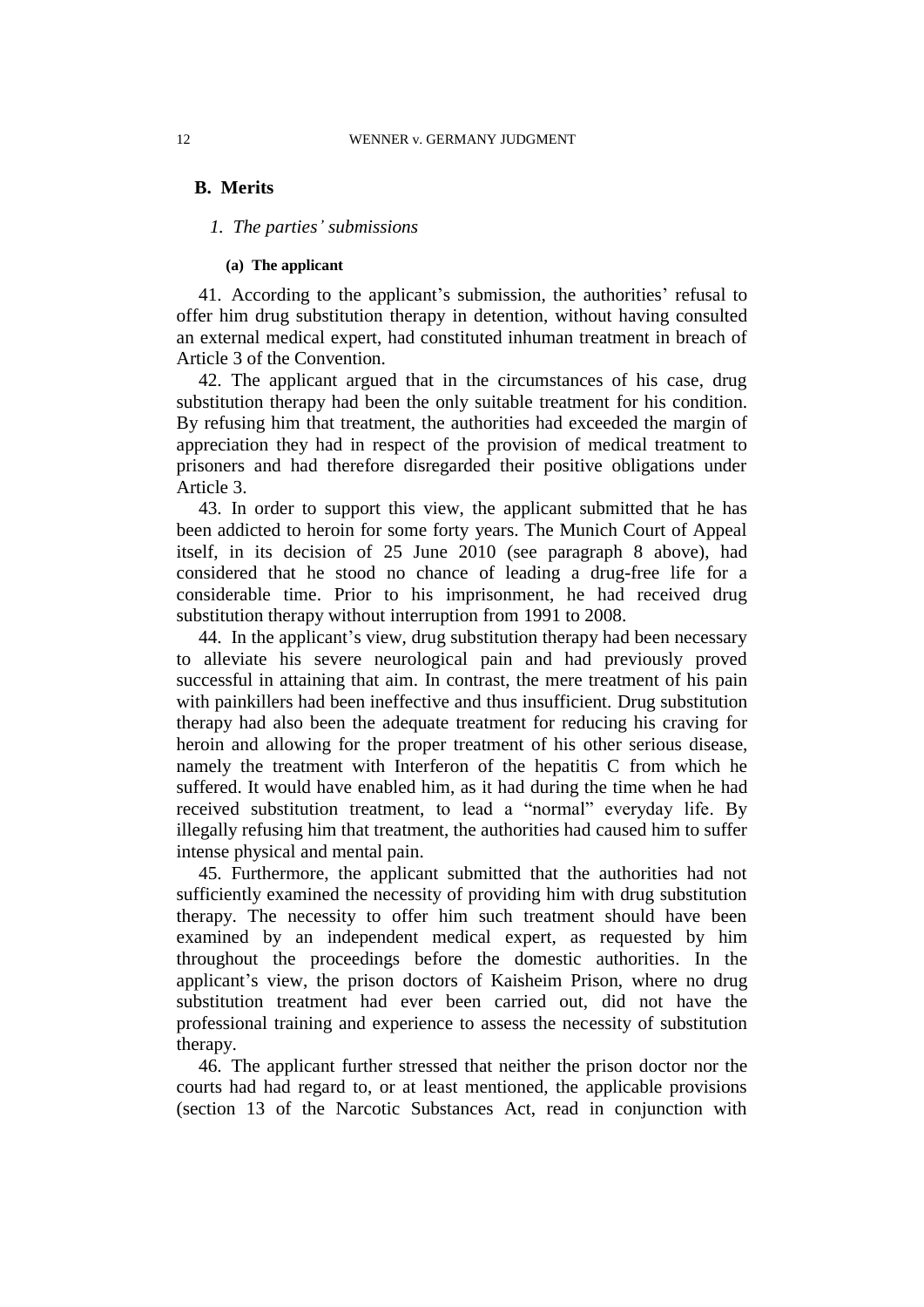## B. Merits

### *1. The parties' submissions*

#### (a) The applicant

41. According to the applicant's submission, the authorities' refusal to offer him drug substitution therapy in detention, without having consulted an external medical expert, had constituted inhuman treatment in breach of Article 3 of the Convention.

42. The applicant argued that in the circumstances of his case, drug substitution therapy had been the only suitable treatment for his condition. By refusing him that treatment, the authorities had exceeded the margin of appreciation they had in respect of the provision of medical treatment to prisoners and had therefore disregarded their positive obligations under Article 3.

43. In order to support this view, the applicant submitted that he has been addicted to heroin for some forty years. The Munich Court of Appeal itself, in its decision of 25 June 2010 (see paragraph 8 above), had considered that he stood no chance of leading a drug-free life for a considerable time. Prior to his imprisonment, he had received drug substitution therapy without interruption from 1991 to 2008.

44. In the applicant's view, drug substitution therapy had been necessary to alleviate his severe neurological pain and had previously proved successful in attaining that aim. In contrast, the mere treatment of his pain with painkillers had been ineffective and thus insufficient. Drug substitution therapy had also been the adequate treatment for reducing his craving for heroin and allowing for the proper treatment of his other serious disease, namely the treatment with Interferon of the hepatitis C from which he suffered. It would have enabled him, as it had during the time when he had received substitution treatment, to lead a "normal" everyday life. By illegally refusing him that treatment, the authorities had caused him to suffer intense physical and mental pain.

45. Furthermore, the applicant submitted that the authorities had not sufficiently examined the necessity of providing him with drug substitution therapy. The necessity to offer him such treatment should have been examined by an independent medical expert, as requested by him throughout the proceedings before the domestic authorities. In the applicant's view, the prison doctors of Kaisheim Prison, where no drug substitution treatment had ever been carried out, did not have the professional training and experience to assess the necessity of substitution therapy.

46. The applicant further stressed that neither the prison doctor nor the courts had had regard to, or at least mentioned, the applicable provisions (section 13 of the Narcotic Substances Act, read in conjunction with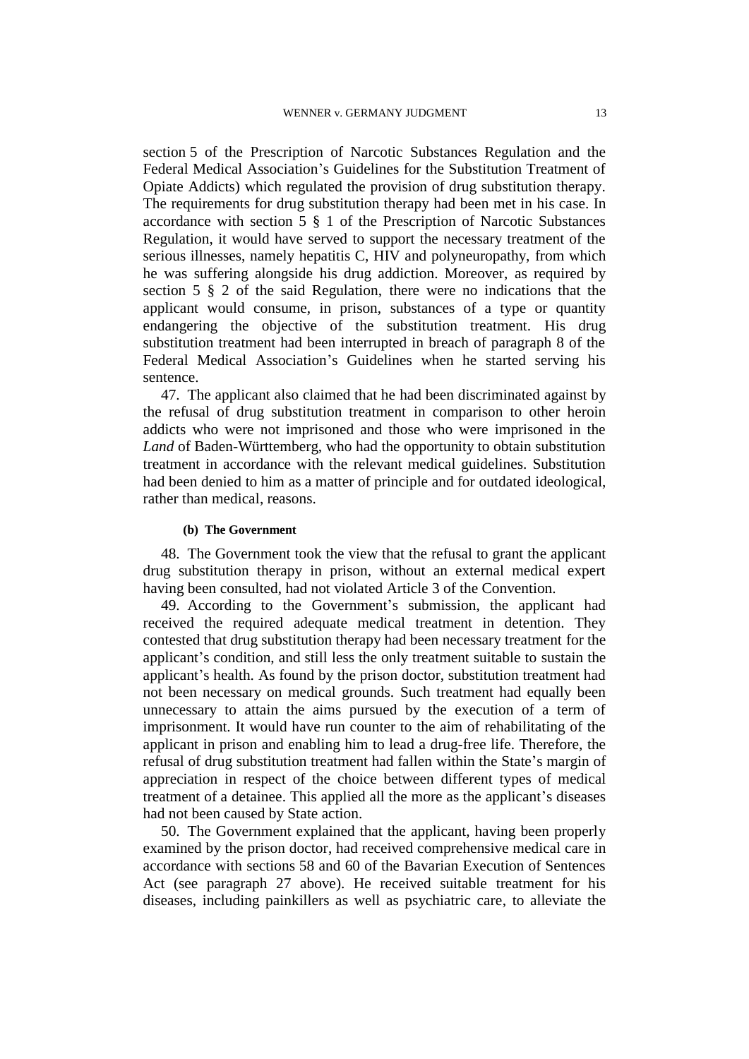section 5 of the Prescription of Narcotic Substances Regulation and the Federal Medical Association's Guidelines for the Substitution Treatment of Opiate Addicts) which regulated the provision of drug substitution therapy. The requirements for drug substitution therapy had been met in his case. In accordance with section 5 § 1 of the Prescription of Narcotic Substances Regulation, it would have served to support the necessary treatment of the serious illnesses, namely hepatitis C, HIV and polyneuropathy, from which he was suffering alongside his drug addiction. Moreover, as required by section 5 § 2 of the said Regulation, there were no indications that the applicant would consume, in prison, substances of a type or quantity endangering the objective of the substitution treatment. His drug substitution treatment had been interrupted in breach of paragraph 8 of the Federal Medical Association's Guidelines when he started serving his sentence.

47. The applicant also claimed that he had been discriminated against by the refusal of drug substitution treatment in comparison to other heroin addicts who were not imprisoned and those who were imprisoned in the *Land* of Baden-Württemberg, who had the opportunity to obtain substitution treatment in accordance with the relevant medical guidelines. Substitution had been denied to him as a matter of principle and for outdated ideological, rather than medical, reasons.

#### (b) The Government

48. The Government took the view that the refusal to grant the applicant drug substitution therapy in prison, without an external medical expert having been consulted, had not violated Article 3 of the Convention.

49. According to the Government's submission, the applicant had received the required adequate medical treatment in detention. They contested that drug substitution therapy had been necessary treatment for the applicant's condition, and still less the only treatment suitable to sustain the applicant's health. As found by the prison doctor, substitution treatment had not been necessary on medical grounds. Such treatment had equally been unnecessary to attain the aims pursued by the execution of a term of imprisonment. It would have run counter to the aim of rehabilitating of the applicant in prison and enabling him to lead a drug-free life. Therefore, the refusal of drug substitution treatment had fallen within the State's margin of appreciation in respect of the choice between different types of medical treatment of a detainee. This applied all the more as the applicant's diseases had not been caused by State action.

50. The Government explained that the applicant, having been properly examined by the prison doctor, had received comprehensive medical care in accordance with sections 58 and 60 of the Bavarian Execution of Sentences Act (see paragraph 27 above). He received suitable treatment for his diseases, including painkillers as well as psychiatric care, to alleviate the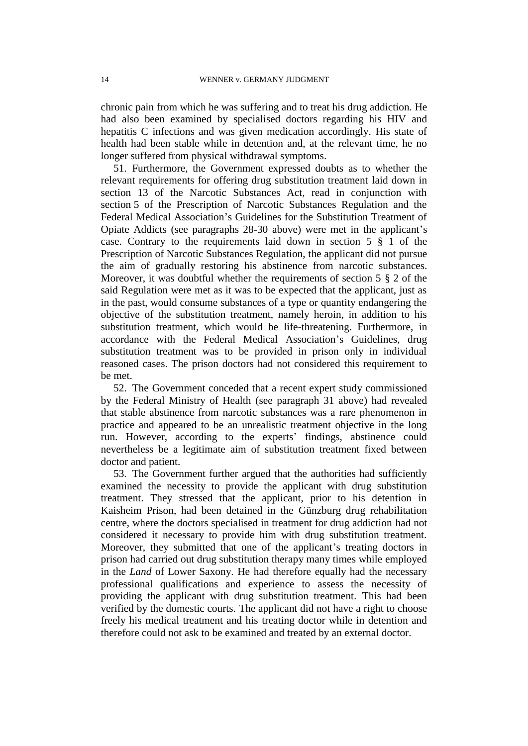chronic pain from which he was suffering and to treat his drug addiction. He had also been examined by specialised doctors regarding his HIV and hepatitis C infections and was given medication accordingly. His state of health had been stable while in detention and, at the relevant time, he no longer suffered from physical withdrawal symptoms.

51. Furthermore, the Government expressed doubts as to whether the relevant requirements for offering drug substitution treatment laid down in section 13 of the Narcotic Substances Act, read in conjunction with section 5 of the Prescription of Narcotic Substances Regulation and the Federal Medical Association's Guidelines for the Substitution Treatment of Opiate Addicts (see paragraphs 28-30 above) were met in the applicant's case. Contrary to the requirements laid down in section 5 § 1 of the Prescription of Narcotic Substances Regulation, the applicant did not pursue the aim of gradually restoring his abstinence from narcotic substances. Moreover, it was doubtful whether the requirements of section 5 § 2 of the said Regulation were met as it was to be expected that the applicant, just as in the past, would consume substances of a type or quantity endangering the objective of the substitution treatment, namely heroin, in addition to his substitution treatment, which would be life-threatening. Furthermore, in accordance with the Federal Medical Association's Guidelines, drug substitution treatment was to be provided in prison only in individual reasoned cases. The prison doctors had not considered this requirement to be met.

52. The Government conceded that a recent expert study commissioned by the Federal Ministry of Health (see paragraph 31 above) had revealed that stable abstinence from narcotic substances was a rare phenomenon in practice and appeared to be an unrealistic treatment objective in the long run. However, according to the experts' findings, abstinence could nevertheless be a legitimate aim of substitution treatment fixed between doctor and patient.

53. The Government further argued that the authorities had sufficiently examined the necessity to provide the applicant with drug substitution treatment. They stressed that the applicant, prior to his detention in Kaisheim Prison, had been detained in the Günzburg drug rehabilitation centre, where the doctors specialised in treatment for drug addiction had not considered it necessary to provide him with drug substitution treatment. Moreover, they submitted that one of the applicant's treating doctors in prison had carried out drug substitution therapy many times while employed in the *Land* of Lower Saxony. He had therefore equally had the necessary professional qualifications and experience to assess the necessity of providing the applicant with drug substitution treatment. This had been verified by the domestic courts. The applicant did not have a right to choose freely his medical treatment and his treating doctor while in detention and therefore could not ask to be examined and treated by an external doctor.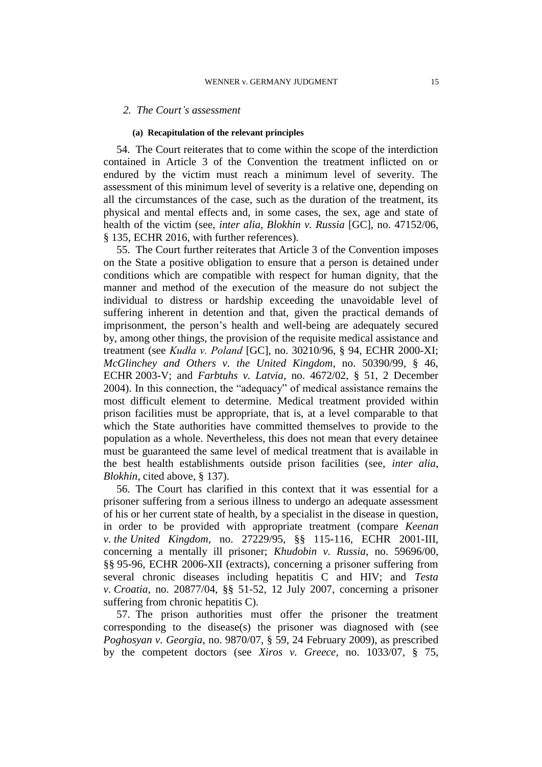*2. The Court's assessment*

**(a) Recapitulation of the relevant principles**

54. The Court reiterates that to come within the scope of the interdiction contained in Article 3 of the Convention the treatment inflicted on or endured by the victim must reach a minimum level of severity. The assessment of this minimum level of severity is a relative one, depending on all the circumstances of the case, such as the duration of the treatment, its physical and mental effects and, in some cases, the sex, age and state of health of the victim (see, *inter alia*, *Blokhin v. Russia* [GC], no. 47152/06, § 135, ECHR 2016, with further references).

55. The Court further reiterates that Article 3 of the Convention imposes on the State a positive obligation to ensure that a person is detained under conditions which are compatible with respect for human dignity, that the manner and method of the execution of the measure do not subject the individual to distress or hardship exceeding the unavoidable level of suffering inherent in detention and that, given the practical demands of imprisonment, the person's health and well-being are adequately secured by, among other things, the provision of the requisite medical assistance and treatment (see *Kudła v. Poland* [GC], no. 30210/96, § 94, ECHR 2000-XI; *McGlinchey and Others v. the United Kingdom*, no. 50390/99, § 46, ECHR 2003-V; and *Farbtuhs v. Latvia*, no. 4672/02, § 51, 2 December 2004). In this connection, the "adequacy" of medical assistance remains the most difficult element to determine. Medical treatment provided within prison facilities must be appropriate, that is, at a level comparable to that which the State authorities have committed themselves to provide to the population as a whole. Nevertheless, this does not mean that every detainee must be guaranteed the same level of medical treatment that is available in the best health establishments outside prison facilities (see, *inter alia*, *Blokhin*, cited above, § 137).

56. The Court has clarified in this context that it was essential for a prisoner suffering from a serious illness to undergo an adequate assessment of his or her current state of health, by a specialist in the disease in question, in order to be provided with appropriate treatment (compare *Keenan v. the United Kingdom*, no. 27229/95, §§ 115-116, ECHR 2001-III, concerning a mentally ill prisoner; *Khudobin v. Russia*, no. 59696/00, §§ 95-96, ECHR 2006-XII (extracts), concerning a prisoner suffering from several chronic diseases including hepatitis C and HIV; and *Testa v. Croatia*, no. 20877/04, §§ 51-52, 12 July 2007, concerning a prisoner suffering from chronic hepatitis C).

57. The prison authorities must offer the prisoner the treatment corresponding to the disease(s) the prisoner was diagnosed with (see *Poghosyan v. Georgia*, no. 9870/07, § 59, 24 February 2009), as prescribed by the competent doctors (see *Xiros v. Greece*, no. 1033/07, § 75,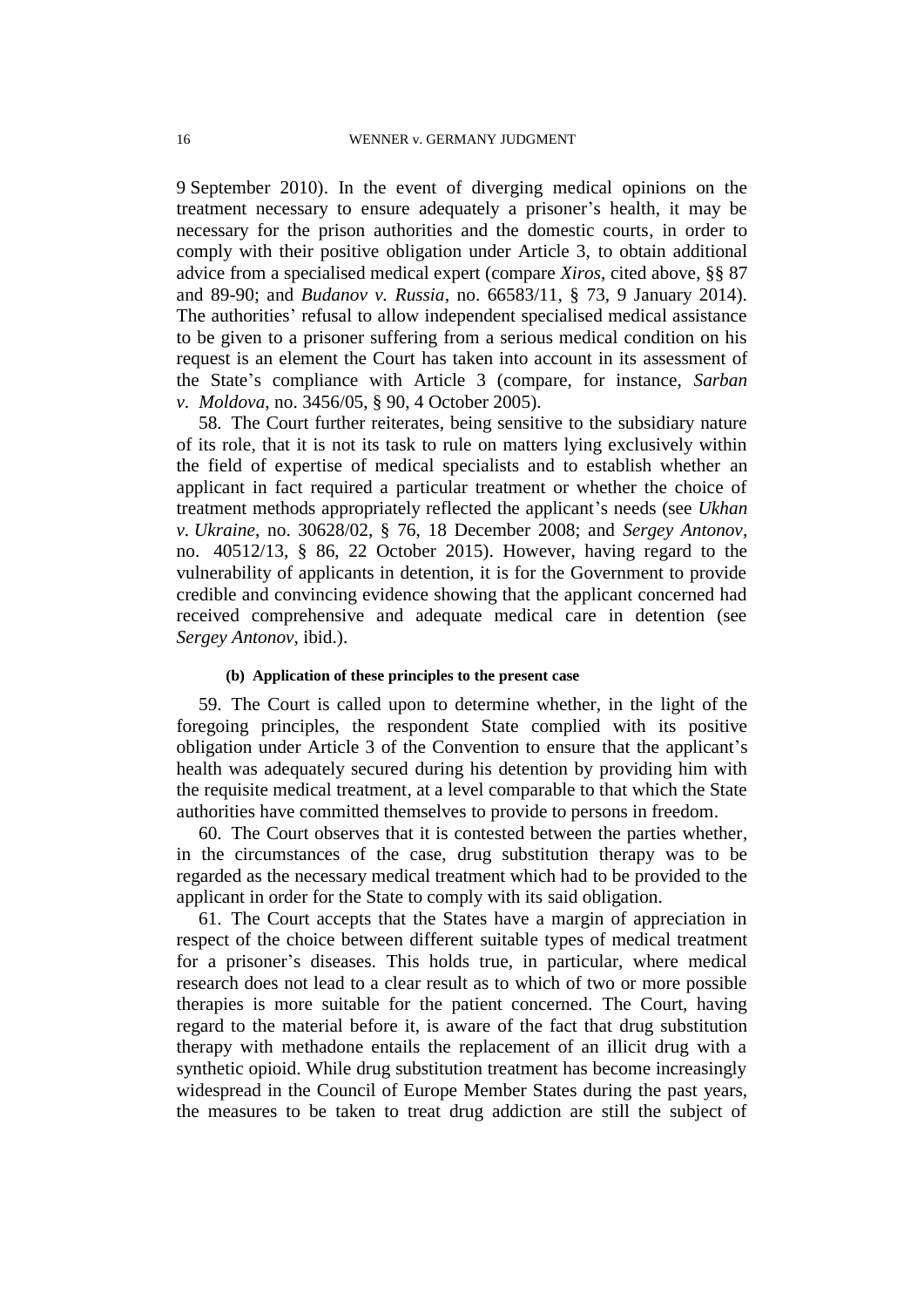9 September 2010). In the event of diverging medical opinions on the treatment necessary to ensure adequately a prisoner's health, it may be necessary for the prison authorities and the domestic courts, in order to comply with their positive obligation under Article 3, to obtain additional advice from a specialised medical expert (compare *Xiros*, cited above, §§ 87 and 89-90; and *Budanov v. Russia*, no. 66583/11, § 73, 9 January 2014). The authorities' refusal to allow independent specialised medical assistance to be given to a prisoner suffering from a serious medical condition on his request is an element the Court has taken into account in its assessment of the State's compliance with Article 3 (compare, for instance, *Sarban v. Moldova*, no. 3456/05, § 90, 4 October 2005).

58. The Court further reiterates, being sensitive to the subsidiary nature of its role, that it is not its task to rule on matters lying exclusively within the field of expertise of medical specialists and to establish whether an applicant in fact required a particular treatment or whether the choice of treatment methods appropriately reflected the applicant's needs (see *Ukhan v. Ukraine*, no. 30628/02, § 76, 18 December 2008; and *Sergey Antonov*, no. 40512/13, § 86, 22 October 2015). However, having regard to the vulnerability of applicants in detention, it is for the Government to provide credible and convincing evidence showing that the applicant concerned had received comprehensive and adequate medical care in detention (see *Sergey Antonov*, ibid.).

**(b) Application of these principles to the present case**

59. The Court is called upon to determine whether, in the light of the foregoing principles, the respondent State complied with its positive obligation under Article 3 of the Convention to ensure that the applicant's health was adequately secured during his detention by providing him with the requisite medical treatment, at a level comparable to that which the State authorities have committed themselves to provide to persons in freedom.

60. The Court observes that it is contested between the parties whether, in the circumstances of the case, drug substitution therapy was to be regarded as the necessary medical treatment which had to be provided to the applicant in order for the State to comply with its said obligation.

61. The Court accepts that the States have a margin of appreciation in respect of the choice between different suitable types of medical treatment for a prisoner's diseases. This holds true, in particular, where medical research does not lead to a clear result as to which of two or more possible therapies is more suitable for the patient concerned. The Court, having regard to the material before it, is aware of the fact that drug substitution therapy with methadone entails the replacement of an illicit drug with a synthetic opioid. While drug substitution treatment has become increasingly widespread in the Council of Europe Member States during the past years, the measures to be taken to treat drug addiction are still the subject of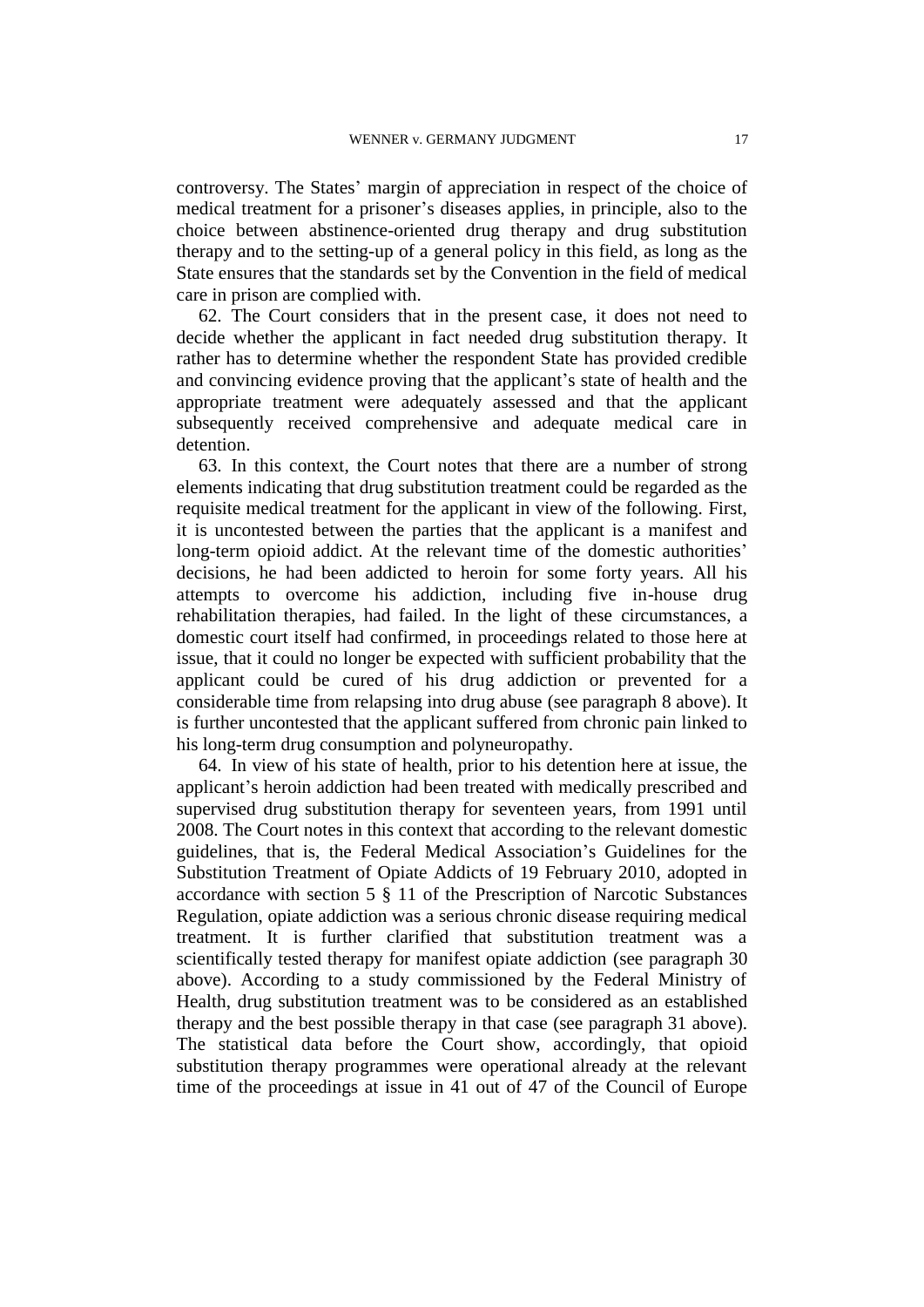controversy. The States' margin of appreciation in respect of the choice of medical treatment for a prisoner's diseases applies, in principle, also to the choice between abstinence-oriented drug therapy and drug substitution therapy and to the setting-up of a general policy in this field, as long as the State ensures that the standards set by the Convention in the field of medical care in prison are complied with.

62. The Court considers that in the present case, it does not need to decide whether the applicant in fact needed drug substitution therapy. It rather has to determine whether the respondent State has provided credible and convincing evidence proving that the applicant's state of health and the appropriate treatment were adequately assessed and that the applicant subsequently received comprehensive and adequate medical care in detention.

63. In this context, the Court notes that there are a number of strong elements indicating that drug substitution treatment could be regarded as the requisite medical treatment for the applicant in view of the following. First, it is uncontested between the parties that the applicant is a manifest and long-term opioid addict. At the relevant time of the domestic authorities' decisions, he had been addicted to heroin for some forty years. All his attempts to overcome his addiction, including five in-house drug rehabilitation therapies, had failed. In the light of these circumstances, a domestic court itself had confirmed, in proceedings related to those here at issue, that it could no longer be expected with sufficient probability that the applicant could be cured of his drug addiction or prevented for a considerable time from relapsing into drug abuse (see paragraph 8 above). It is further uncontested that the applicant suffered from chronic pain linked to his long-term drug consumption and polyneuropathy.

64. In view of his state of health, prior to his detention here at issue, the applicant's heroin addiction had been treated with medically prescribed and supervised drug substitution therapy for seventeen years, from 1991 until 2008. The Court notes in this context that according to the relevant domestic guidelines, that is, the Federal Medical Association's Guidelines for the Substitution Treatment of Opiate Addicts of 19 February 2010, adopted in accordance with section 5 § 11 of the Prescription of Narcotic Substances Regulation, opiate addiction was a serious chronic disease requiring medical treatment. It is further clarified that substitution treatment was a scientifically tested therapy for manifest opiate addiction (see paragraph 30 above). According to a study commissioned by the Federal Ministry of Health, drug substitution treatment was to be considered as an established therapy and the best possible therapy in that case (see paragraph 31 above). The statistical data before the Court show, accordingly, that opioid substitution therapy programmes were operational already at the relevant time of the proceedings at issue in 41 out of 47 of the Council of Europe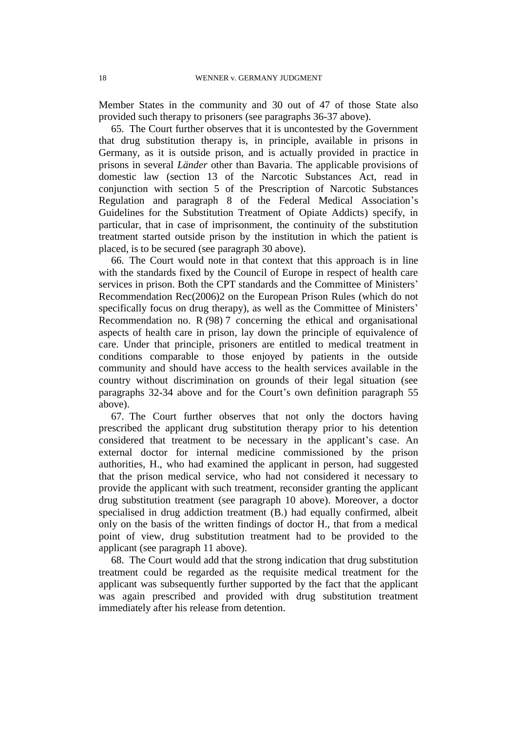Member States in the community and 30 out of 47 of those State also provided such therapy to prisoners (see paragraphs 36-37 above).

65. The Court further observes that it is uncontested by the Government that drug substitution therapy is, in principle, available in prisons in Germany, as it is outside prison, and is actually provided in practice in prisons in several *Länder* other than Bavaria. The applicable provisions of domestic law (section 13 of the Narcotic Substances Act, read in conjunction with section 5 of the Prescription of Narcotic Substances Regulation and paragraph 8 of the Federal Medical Association's Guidelines for the Substitution Treatment of Opiate Addicts) specify, in particular, that in case of imprisonment, the continuity of the substitution treatment started outside prison by the institution in which the patient is placed, is to be secured (see paragraph 30 above).

66. The Court would note in that context that this approach is in line with the standards fixed by the Council of Europe in respect of health care services in prison. Both the CPT standards and the Committee of Ministers' Recommendation Rec(2006)2 on the European Prison Rules (which do not specifically focus on drug therapy), as well as the Committee of Ministers' Recommendation no. R (98) 7 concerning the ethical and organisational aspects of health care in prison, lay down the principle of equivalence of care. Under that principle, prisoners are entitled to medical treatment in conditions comparable to those enjoyed by patients in the outside community and should have access to the health services available in the country without discrimination on grounds of their legal situation (see paragraphs 32-34 above and for the Court's own definition paragraph 55 above).

67. The Court further observes that not only the doctors having prescribed the applicant drug substitution therapy prior to his detention considered that treatment to be necessary in the applicant's case. An external doctor for internal medicine commissioned by the prison authorities, H., who had examined the applicant in person, had suggested that the prison medical service, who had not considered it necessary to provide the applicant with such treatment, reconsider granting the applicant drug substitution treatment (see paragraph 10 above). Moreover, a doctor specialised in drug addiction treatment (B.) had equally confirmed, albeit only on the basis of the written findings of doctor H., that from a medical point of view, drug substitution treatment had to be provided to the applicant (see paragraph 11 above).

68. The Court would add that the strong indication that drug substitution treatment could be regarded as the requisite medical treatment for the applicant was subsequently further supported by the fact that the applicant was again prescribed and provided with drug substitution treatment immediately after his release from detention.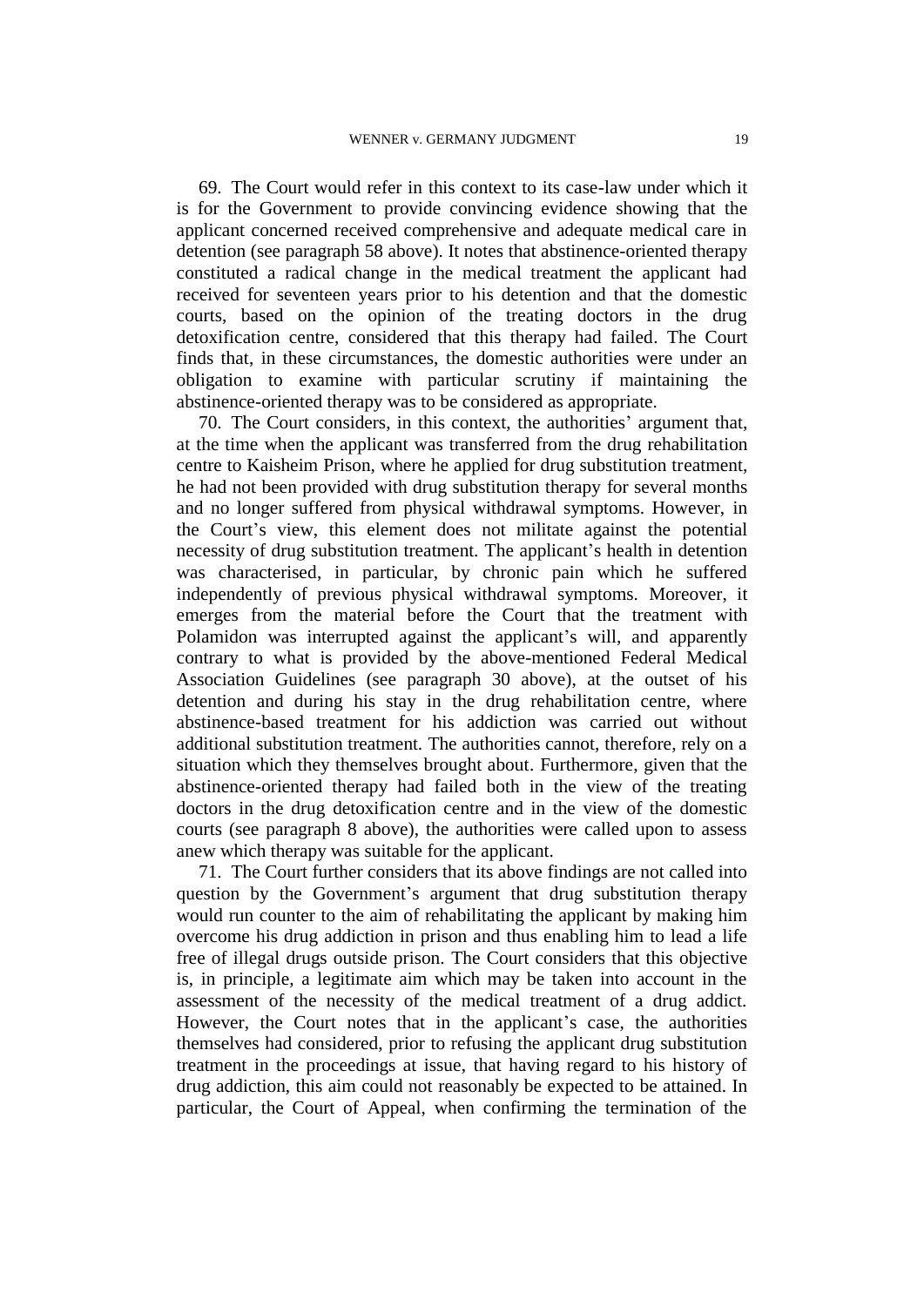69. The Court would refer in this context to its case-law under which it is for the Government to provide convincing evidence showing that the applicant concerned received comprehensive and adequate medical care in detention (see paragraph 58 above). It notes that abstinence-oriented therapy constituted a radical change in the medical treatment the applicant had received for seventeen years prior to his detention and that the domestic courts, based on the opinion of the treating doctors in the drug detoxification centre, considered that this therapy had failed. The Court finds that, in these circumstances, the domestic authorities were under an obligation to examine with particular scrutiny if maintaining the abstinence-oriented therapy was to be considered as appropriate.

70. The Court considers, in this context, the authorities' argument that, at the time when the applicant was transferred from the drug rehabilitation centre to Kaisheim Prison, where he applied for drug substitution treatment, he had not been provided with drug substitution therapy for several months and no longer suffered from physical withdrawal symptoms. However, in the Court's view, this element does not militate against the potential necessity of drug substitution treatment. The applicant's health in detention was characterised, in particular, by chronic pain which he suffered independently of previous physical withdrawal symptoms. Moreover, it emerges from the material before the Court that the treatment with Polamidon was interrupted against the applicant's will, and apparently contrary to what is provided by the above-mentioned Federal Medical Association Guidelines (see paragraph 30 above), at the outset of his detention and during his stay in the drug rehabilitation centre, where abstinence-based treatment for his addiction was carried out without additional substitution treatment. The authorities cannot, therefore, rely on a situation which they themselves brought about. Furthermore, given that the abstinence-oriented therapy had failed both in the view of the treating doctors in the drug detoxification centre and in the view of the domestic courts (see paragraph 8 above), the authorities were called upon to assess anew which therapy was suitable for the applicant.

71. The Court further considers that its above findings are not called into question by the Government's argument that drug substitution therapy would run counter to the aim of rehabilitating the applicant by making him overcome his drug addiction in prison and thus enabling him to lead a life free of illegal drugs outside prison. The Court considers that this objective is, in principle, a legitimate aim which may be taken into account in the assessment of the necessity of the medical treatment of a drug addict. However, the Court notes that in the applicant's case, the authorities themselves had considered, prior to refusing the applicant drug substitution treatment in the proceedings at issue, that having regard to his history of drug addiction, this aim could not reasonably be expected to be attained. In particular, the Court of Appeal, when confirming the termination of the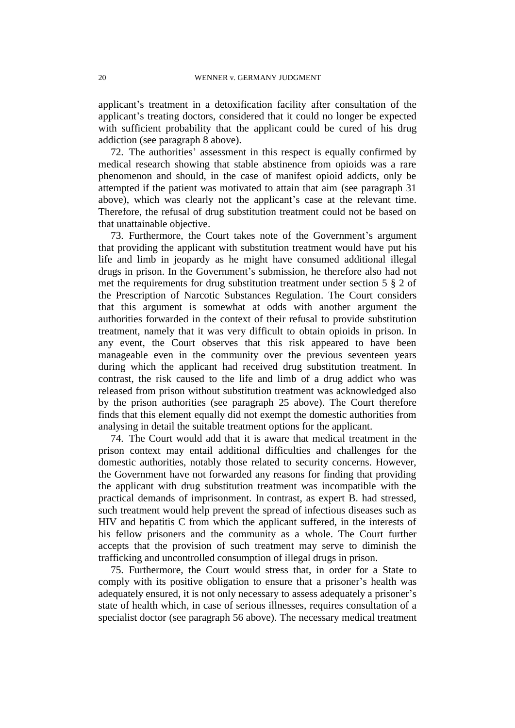applicant's treatment in a detoxification facility after consultation of the applicant's treating doctors, considered that it could no longer be expected with sufficient probability that the applicant could be cured of his drug addiction (see paragraph 8 above).

72. The authorities' assessment in this respect is equally confirmed by medical research showing that stable abstinence from opioids was a rare phenomenon and should, in the case of manifest opioid addicts, only be attempted if the patient was motivated to attain that aim (see paragraph 31 above), which was clearly not the applicant's case at the relevant time. Therefore, the refusal of drug substitution treatment could not be based on that unattainable objective.

73. Furthermore, the Court takes note of the Government's argument that providing the applicant with substitution treatment would have put his life and limb in jeopardy as he might have consumed additional illegal drugs in prison. In the Government's submission, he therefore also had not met the requirements for drug substitution treatment under section 5 § 2 of the Prescription of Narcotic Substances Regulation. The Court considers that this argument is somewhat at odds with another argument the authorities forwarded in the context of their refusal to provide substitution treatment, namely that it was very difficult to obtain opioids in prison. In any event, the Court observes that this risk appeared to have been manageable even in the community over the previous seventeen years during which the applicant had received drug substitution treatment. In contrast, the risk caused to the life and limb of a drug addict who was released from prison without substitution treatment was acknowledged also by the prison authorities (see paragraph 25 above). The Court therefore finds that this element equally did not exempt the domestic authorities from analysing in detail the suitable treatment options for the applicant.

74. The Court would add that it is aware that medical treatment in the prison context may entail additional difficulties and challenges for the domestic authorities, notably those related to security concerns. However, the Government have not forwarded any reasons for finding that providing the applicant with drug substitution treatment was incompatible with the practical demands of imprisonment. In contrast, as expert B. had stressed, such treatment would help prevent the spread of infectious diseases such as HIV and hepatitis C from which the applicant suffered, in the interests of his fellow prisoners and the community as a whole. The Court further accepts that the provision of such treatment may serve to diminish the trafficking and uncontrolled consumption of illegal drugs in prison.

75. Furthermore, the Court would stress that, in order for a State to comply with its positive obligation to ensure that a prisoner's health was adequately ensured, it is not only necessary to assess adequately a prisoner's state of health which, in case of serious illnesses, requires consultation of a specialist doctor (see paragraph 56 above). The necessary medical treatment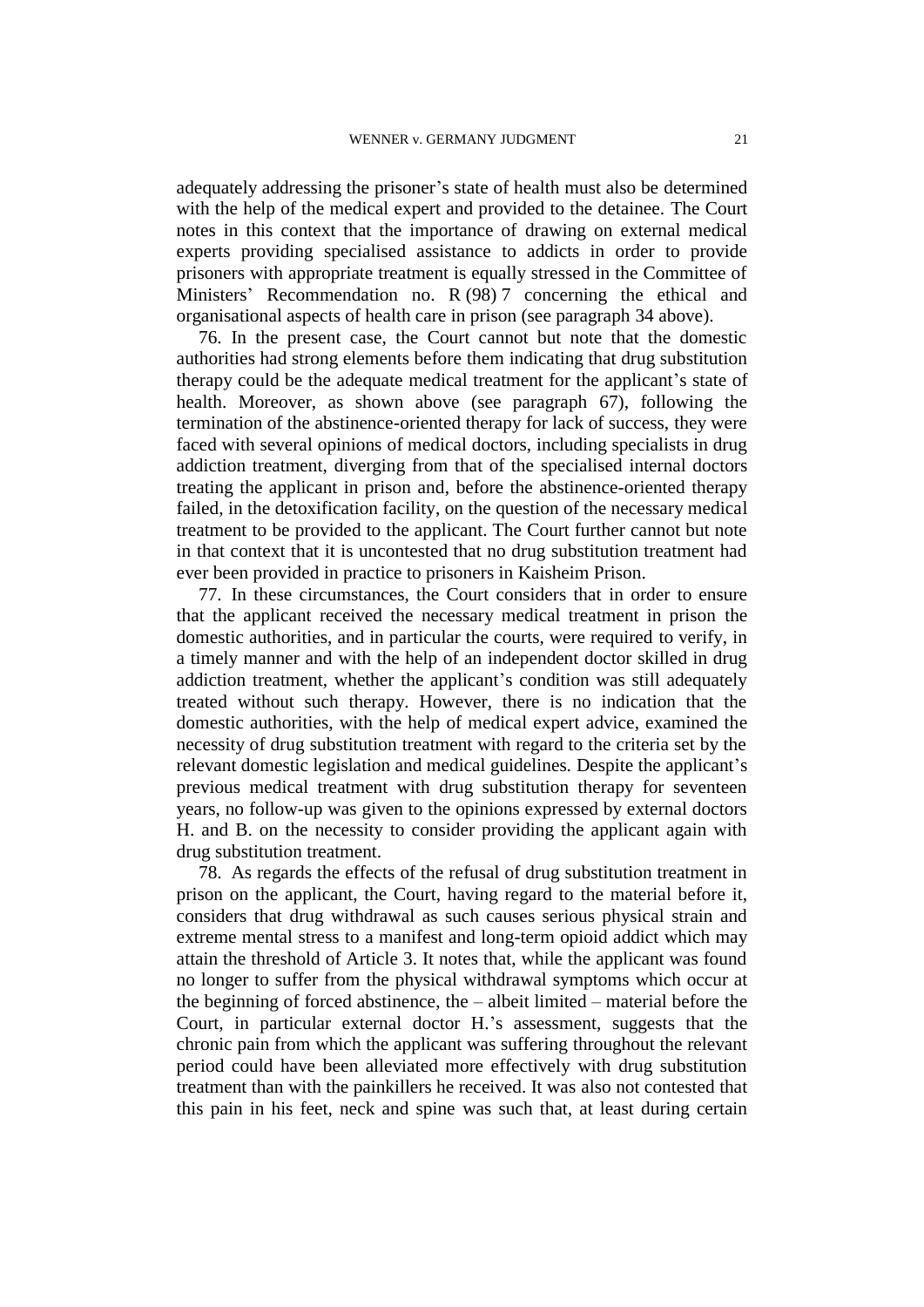adequately addressing the prisoner’s state of health must also be determined with the help of the medical expert and provided to the detainee. The Court notes in this context that the importance of drawing on external medical experts providing specialised assistance to addicts in order to provide prisoners with appropriate treatment is equally stressed in the Committee of Ministers’ Recommendation no. R (98) 7 concerning the ethical and organisational aspects of health care in prison (see paragraph 34 above).

76. In the present case, the Court cannot but note that the domestic authorities had strong elements before them indicating that drug substitution therapy could be the adequate medical treatment for the applicant’s state of health. Moreover, as shown above (see paragraph 67), following the termination of the abstinence-oriented therapy for lack of success, they were faced with several opinions of medical doctors, including specialists in drug addiction treatment, diverging from that of the specialised internal doctors treating the applicant in prison and, before the abstinence-oriented therapy failed, in the detoxification facility, on the question of the necessary medical treatment to be provided to the applicant. The Court further cannot but note in that context that it is uncontested that no drug substitution treatment had ever been provided in practice to prisoners in Kaisheim Prison.

77. In these circumstances, the Court considers that in order to ensure that the applicant received the necessary medical treatment in prison the domestic authorities, and in particular the courts, were required to verify, in a timely manner and with the help of an independent doctor skilled in drug addiction treatment, whether the applicant’s condition was still adequately treated without such therapy. However, there is no indication that the domestic authorities, with the help of medical expert advice, examined the necessity of drug substitution treatment with regard to the criteria set by the relevant domestic legislation and medical guidelines. Despite the applicant’s previous medical treatment with drug substitution therapy for seventeen years, no follow-up was given to the opinions expressed by external doctors H. and B. on the necessity to consider providing the applicant again with drug substitution treatment.

78. As regards the effects of the refusal of drug substitution treatment in prison on the applicant, the Court, having regard to the material before it, considers that drug withdrawal as such causes serious physical strain and extreme mental stress to a manifest and long-term opioid addict which may attain the threshold of Article 3. It notes that, while the applicant was found no longer to suffer from the physical withdrawal symptoms which occur at the beginning of forced abstinence, the – albeit limited – material before the Court, in particular external doctor H.’s assessment, suggests that the chronic pain from which the applicant was suffering throughout the relevant period could have been alleviated more effectively with drug substitution treatment than with the painkillers he received. It was also not contested that this pain in his feet, neck and spine was such that, at least during certain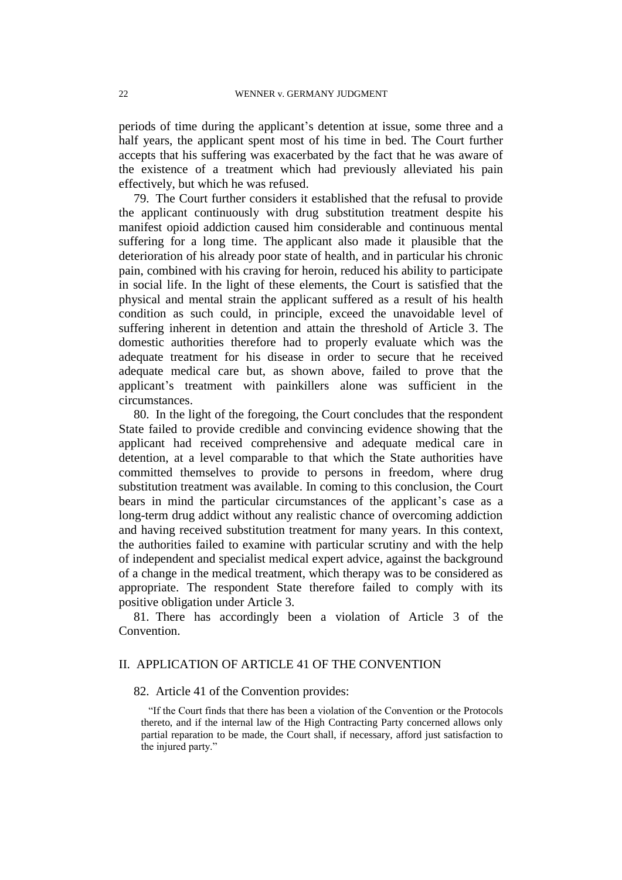periods of time during the applicant's detention at issue, some three and a half years, the applicant spent most of his time in bed. The Court further accepts that his suffering was exacerbated by the fact that he was aware of the existence of a treatment which had previously alleviated his pain effectively, but which he was refused.

79. The Court further considers it established that the refusal to provide the applicant continuously with drug substitution treatment despite his manifest opioid addiction caused him considerable and continuous mental suffering for a long time. The applicant also made it plausible that the deterioration of his already poor state of health, and in particular his chronic pain, combined with his craving for heroin, reduced his ability to participate in social life. In the light of these elements, the Court is satisfied that the physical and mental strain the applicant suffered as a result of his health condition as such could, in principle, exceed the unavoidable level of suffering inherent in detention and attain the threshold of Article 3. The domestic authorities therefore had to properly evaluate which was the adequate treatment for his disease in order to secure that he received adequate medical care but, as shown above, failed to prove that the applicant's treatment with painkillers alone was sufficient in the circumstances.

80. In the light of the foregoing, the Court concludes that the respondent State failed to provide credible and convincing evidence showing that the applicant had received comprehensive and adequate medical care in detention, at a level comparable to that which the State authorities have committed themselves to provide to persons in freedom, where drug substitution treatment was available. In coming to this conclusion, the Court bears in mind the particular circumstances of the applicant's case as a long-term drug addict without any realistic chance of overcoming addiction and having received substitution treatment for many years. In this context, the authorities failed to examine with particular scrutiny and with the help of independent and specialist medical expert advice, against the background of a change in the medical treatment, which therapy was to be considered as appropriate. The respondent State therefore failed to comply with its positive obligation under Article 3.

81. There has accordingly been a violation of Article 3 of the Convention.

## II. APPLICATION OF ARTICLE 41 OF THE CONVENTION

82. Article 41 of the Convention provides:

> "If the Court finds that there has been a violation of the Convention or the Protocols thereto, and if the internal law of the High Contracting Party concerned allows only partial reparation to be made, the Court shall, if necessary, afford just satisfaction to the injured party."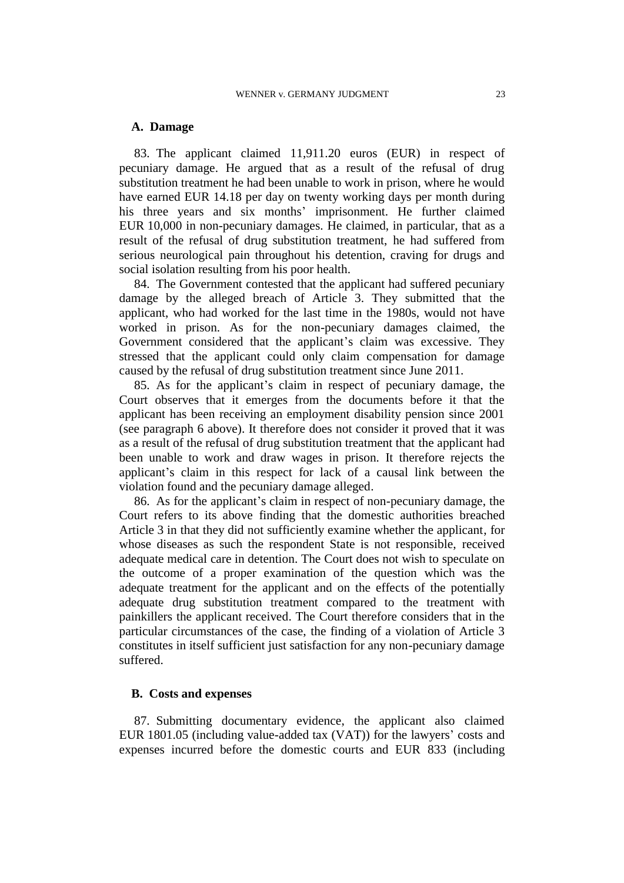### A. Damage

83. The applicant claimed 11,911.20 euros (EUR) in respect of pecuniary damage. He argued that as a result of the refusal of drug substitution treatment he had been unable to work in prison, where he would have earned EUR 14.18 per day on twenty working days per month during his three years and six months' imprisonment. He further claimed EUR 10,000 in non-pecuniary damages. He claimed, in particular, that as a result of the refusal of drug substitution treatment, he had suffered from serious neurological pain throughout his detention, craving for drugs and social isolation resulting from his poor health.

84. The Government contested that the applicant had suffered pecuniary damage by the alleged breach of Article 3. They submitted that the applicant, who had worked for the last time in the 1980s, would not have worked in prison. As for the non-pecuniary damages claimed, the Government considered that the applicant's claim was excessive. They stressed that the applicant could only claim compensation for damage caused by the refusal of drug substitution treatment since June 2011.

85. As for the applicant's claim in respect of pecuniary damage, the Court observes that it emerges from the documents before it that the applicant has been receiving an employment disability pension since 2001 (see paragraph 6 above). It therefore does not consider it proved that it was as a result of the refusal of drug substitution treatment that the applicant had been unable to work and draw wages in prison. It therefore rejects the applicant's claim in this respect for lack of a causal link between the violation found and the pecuniary damage alleged.

86. As for the applicant's claim in respect of non-pecuniary damage, the Court refers to its above finding that the domestic authorities breached Article 3 in that they did not sufficiently examine whether the applicant, for whose diseases as such the respondent State is not responsible, received adequate medical care in detention. The Court does not wish to speculate on the outcome of a proper examination of the question which was the adequate treatment for the applicant and on the effects of the potentially adequate drug substitution treatment compared to the treatment with painkillers the applicant received. The Court therefore considers that in the particular circumstances of the case, the finding of a violation of Article 3 constitutes in itself sufficient just satisfaction for any non-pecuniary damage suffered.

### B. Costs and expenses

87. Submitting documentary evidence, the applicant also claimed EUR 1801.05 (including value-added tax (VAT)) for the lawyers' costs and expenses incurred before the domestic courts and EUR 833 (including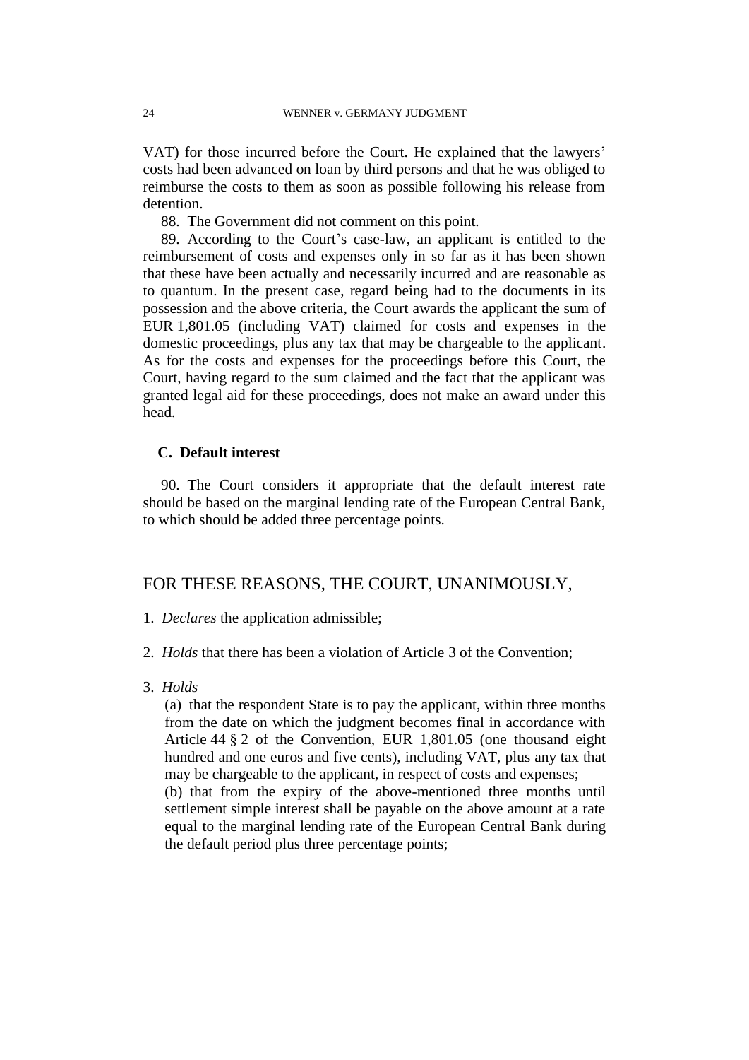VAT) for those incurred before the Court. He explained that the lawyers' costs had been advanced on loan by third persons and that he was obliged to reimburse the costs to them as soon as possible following his release from detention.

88. The Government did not comment on this point.

89. According to the Court's case-law, an applicant is entitled to the reimbursement of costs and expenses only in so far as it has been shown that these have been actually and necessarily incurred and are reasonable as to quantum. In the present case, regard being had to the documents in its possession and the above criteria, the Court awards the applicant the sum of EUR 1,801.05 (including VAT) claimed for costs and expenses in the domestic proceedings, plus any tax that may be chargeable to the applicant. As for the costs and expenses for the proceedings before this Court, the Court, having regard to the sum claimed and the fact that the applicant was granted legal aid for these proceedings, does not make an award under this head.

### C. Default interest

90. The Court considers it appropriate that the default interest rate should be based on the marginal lending rate of the European Central Bank, to which should be added three percentage points.

## FOR THESE REASONS, THE COURT, UNANIMOUSLY,

1. *Declares* the application admissible;

2. *Holds* that there has been a violation of Article 3 of the Convention;

3. *Holds*

(a) that the respondent State is to pay the applicant, within three months from the date on which the judgment becomes final in accordance with Article 44 § 2 of the Convention, EUR 1,801.05 (one thousand eight hundred and one euros and five cents), including VAT, plus any tax that may be chargeable to the applicant, in respect of costs and expenses;

(b) that from the expiry of the above-mentioned three months until settlement simple interest shall be payable on the above amount at a rate equal to the marginal lending rate of the European Central Bank during the default period plus three percentage points;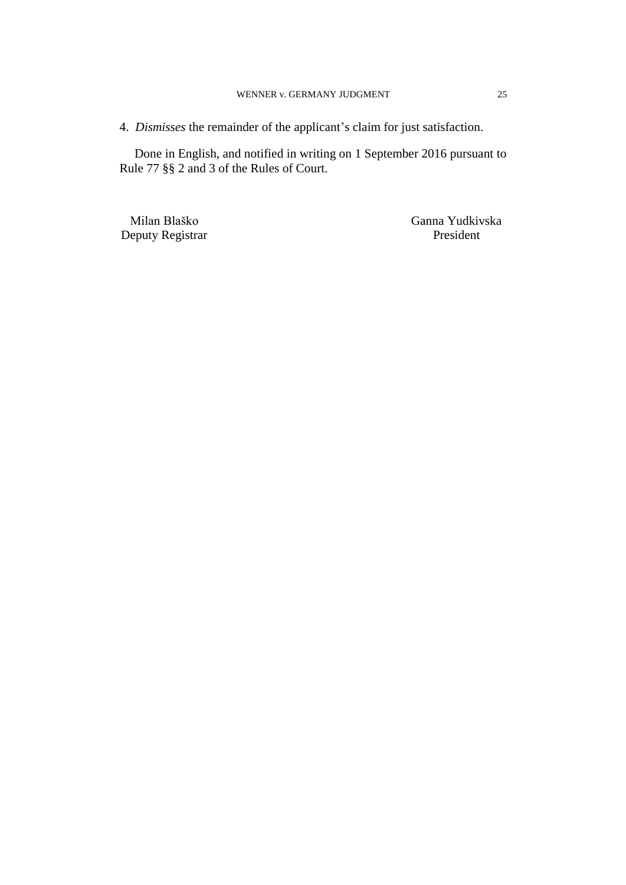4. *Dismisses* the remainder of the applicant's claim for just satisfaction.

Done in English, and notified in writing on 1 September 2016 pursuant to Rule 77 §§ 2 and 3 of the Rules of Court.

| | |
|---|---|
| Milan Blaško | Ganna Yudkivska |
| Deputy Registrar | President |